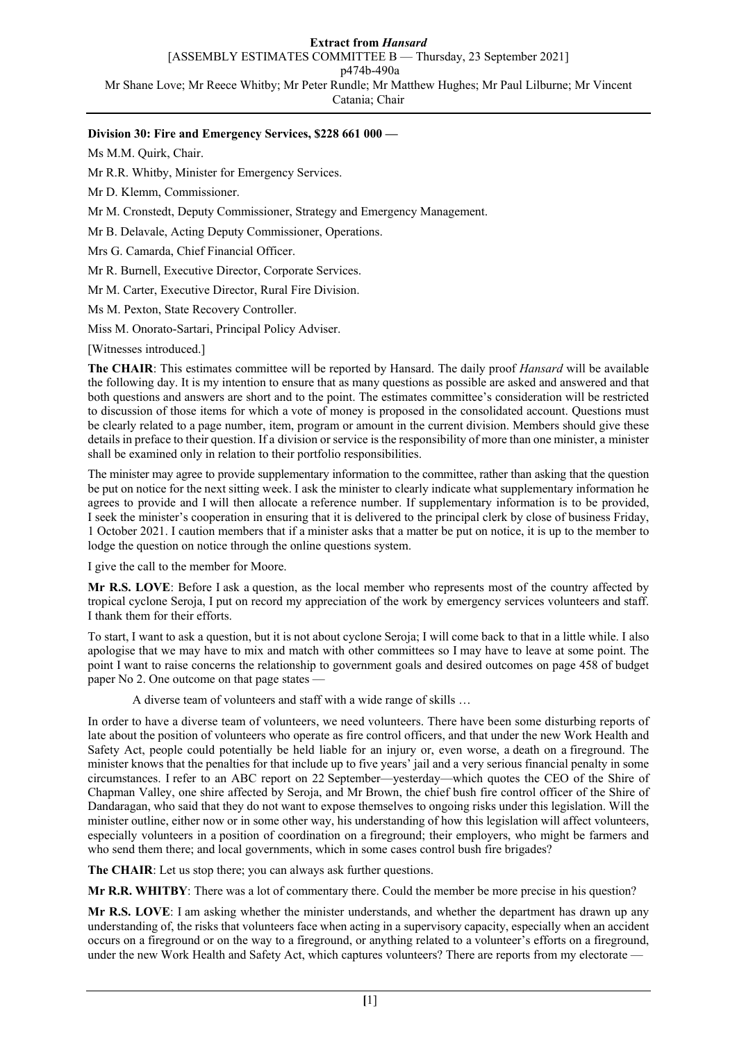**Division 30: Fire and Emergency Services, $228 661 000 —**

Ms M.M. Quirk, Chair.

Mr R.R. Whitby, Minister for Emergency Services.

Mr D. Klemm, Commissioner.

Mr M. Cronstedt, Deputy Commissioner, Strategy and Emergency Management.

Mr B. Delavale, Acting Deputy Commissioner, Operations.

Mrs G. Camarda, Chief Financial Officer.

Mr R. Burnell, Executive Director, Corporate Services.

Mr M. Carter, Executive Director, Rural Fire Division.

Ms M. Pexton, State Recovery Controller.

Miss M. Onorato-Sartari, Principal Policy Adviser.

[Witnesses introduced.]

**The CHAIR**: This estimates committee will be reported by Hansard. The daily proof *Hansard* will be available the following day. It is my intention to ensure that as many questions as possible are asked and answered and that both questions and answers are short and to the point. The estimates committee's consideration will be restricted to discussion of those items for which a vote of money is proposed in the consolidated account. Questions must be clearly related to a page number, item, program or amount in the current division. Members should give these details in preface to their question. If a division or service is the responsibility of more than one minister, a minister shall be examined only in relation to their portfolio responsibilities.

The minister may agree to provide supplementary information to the committee, rather than asking that the question be put on notice for the next sitting week. I ask the minister to clearly indicate what supplementary information he agrees to provide and I will then allocate a reference number. If supplementary information is to be provided, I seek the minister's cooperation in ensuring that it is delivered to the principal clerk by close of business Friday, 1 October 2021. I caution members that if a minister asks that a matter be put on notice, it is up to the member to lodge the question on notice through the online questions system.

I give the call to the member for Moore.

**Mr R.S. LOVE**: Before I ask a question, as the local member who represents most of the country affected by tropical cyclone Seroja, I put on record my appreciation of the work by emergency services volunteers and staff. I thank them for their efforts.

To start, I want to ask a question, but it is not about cyclone Seroja; I will come back to that in a little while. I also apologise that we may have to mix and match with other committees so I may have to leave at some point. The point I want to raise concerns the relationship to government goals and desired outcomes on page 458 of budget paper No 2. One outcome on that page states —

> A diverse team of volunteers and staff with a wide range of skills …

In order to have a diverse team of volunteers, we need volunteers. There have been some disturbing reports of late about the position of volunteers who operate as fire control officers, and that under the new Work Health and Safety Act, people could potentially be held liable for an injury or, even worse, a death on a fireground. The minister knows that the penalties for that include up to five years' jail and a very serious financial penalty in some circumstances. I refer to an ABC report on 22 September—yesterday—which quotes the CEO of the Shire of Chapman Valley, one shire affected by Seroja, and Mr Brown, the chief bush fire control officer of the Shire of Dandaragan, who said that they do not want to expose themselves to ongoing risks under this legislation. Will the minister outline, either now or in some other way, his understanding of how this legislation will affect volunteers, especially volunteers in a position of coordination on a fireground; their employers, who might be farmers and who send them there; and local governments, which in some cases control bush fire brigades?

**The CHAIR**: Let us stop there; you can always ask further questions.

**Mr R.R. WHITBY**: There was a lot of commentary there. Could the member be more precise in his question?

**Mr R.S. LOVE**: I am asking whether the minister understands, and whether the department has drawn up any understanding of, the risks that volunteers face when acting in a supervisory capacity, especially when an accident occurs on a fireground or on the way to a fireground, or anything related to a volunteer's efforts on a fireground, under the new Work Health and Safety Act, which captures volunteers? There are reports from my electorate —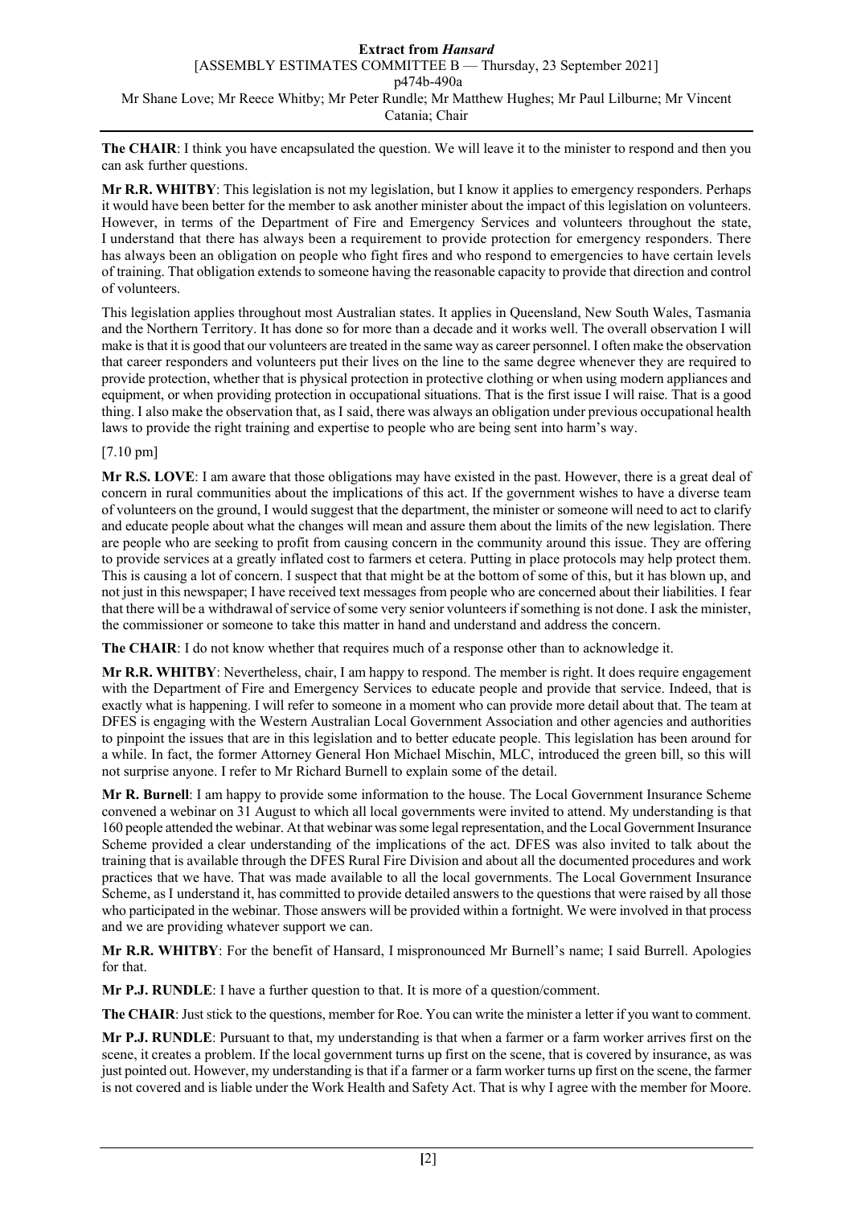**The CHAIR**: I think you have encapsulated the question. We will leave it to the minister to respond and then you can ask further questions.

**Mr R.R. WHITBY**: This legislation is not my legislation, but I know it applies to emergency responders. Perhaps it would have been better for the member to ask another minister about the impact of this legislation on volunteers. However, in terms of the Department of Fire and Emergency Services and volunteers throughout the state, I understand that there has always been a requirement to provide protection for emergency responders. There has always been an obligation on people who fight fires and who respond to emergencies to have certain levels of training. That obligation extends to someone having the reasonable capacity to provide that direction and control of volunteers.

This legislation applies throughout most Australian states. It applies in Queensland, New South Wales, Tasmania and the Northern Territory. It has done so for more than a decade and it works well. The overall observation I will make is that it is good that our volunteers are treated in the same way as career personnel. I often make the observation that career responders and volunteers put their lives on the line to the same degree whenever they are required to provide protection, whether that is physical protection in protective clothing or when using modern appliances and equipment, or when providing protection in occupational situations. That is the first issue I will raise. That is a good thing. I also make the observation that, as I said, there was always an obligation under previous occupational health laws to provide the right training and expertise to people who are being sent into harm's way.

[7.10 pm]

**Mr R.S. LOVE**: I am aware that those obligations may have existed in the past. However, there is a great deal of concern in rural communities about the implications of this act. If the government wishes to have a diverse team of volunteers on the ground, I would suggest that the department, the minister or someone will need to act to clarify and educate people about what the changes will mean and assure them about the limits of the new legislation. There are people who are seeking to profit from causing concern in the community around this issue. They are offering to provide services at a greatly inflated cost to farmers et cetera. Putting in place protocols may help protect them. This is causing a lot of concern. I suspect that that might be at the bottom of some of this, but it has blown up, and not just in this newspaper; I have received text messages from people who are concerned about their liabilities. I fear that there will be a withdrawal of service of some very senior volunteers if something is not done. I ask the minister, the commissioner or someone to take this matter in hand and understand and address the concern.

**The CHAIR**: I do not know whether that requires much of a response other than to acknowledge it.

**Mr R.R. WHITBY**: Nevertheless, chair, I am happy to respond. The member is right. It does require engagement with the Department of Fire and Emergency Services to educate people and provide that service. Indeed, that is exactly what is happening. I will refer to someone in a moment who can provide more detail about that. The team at DFES is engaging with the Western Australian Local Government Association and other agencies and authorities to pinpoint the issues that are in this legislation and to better educate people. This legislation has been around for a while. In fact, the former Attorney General Hon Michael Mischin, MLC, introduced the green bill, so this will not surprise anyone. I refer to Mr Richard Burnell to explain some of the detail.

**Mr R. Burnell**: I am happy to provide some information to the house. The Local Government Insurance Scheme convened a webinar on 31 August to which all local governments were invited to attend. My understanding is that 160 people attended the webinar. At that webinar was some legal representation, and the Local Government Insurance Scheme provided a clear understanding of the implications of the act. DFES was also invited to talk about the training that is available through the DFES Rural Fire Division and about all the documented procedures and work practices that we have. That was made available to all the local governments. The Local Government Insurance Scheme, as I understand it, has committed to provide detailed answers to the questions that were raised by all those who participated in the webinar. Those answers will be provided within a fortnight. We were involved in that process and we are providing whatever support we can.

**Mr R.R. WHITBY**: For the benefit of Hansard, I mispronounced Mr Burnell's name; I said Burrell. Apologies for that.

**Mr P.J. RUNDLE**: I have a further question to that. It is more of a question/comment.

**The CHAIR**: Just stick to the questions, member for Roe. You can write the minister a letter if you want to comment.

**Mr P.J. RUNDLE**: Pursuant to that, my understanding is that when a farmer or a farm worker arrives first on the scene, it creates a problem. If the local government turns up first on the scene, that is covered by insurance, as was just pointed out. However, my understanding is that if a farmer or a farm worker turns up first on the scene, the farmer is not covered and is liable under the Work Health and Safety Act. That is why I agree with the member for Moore.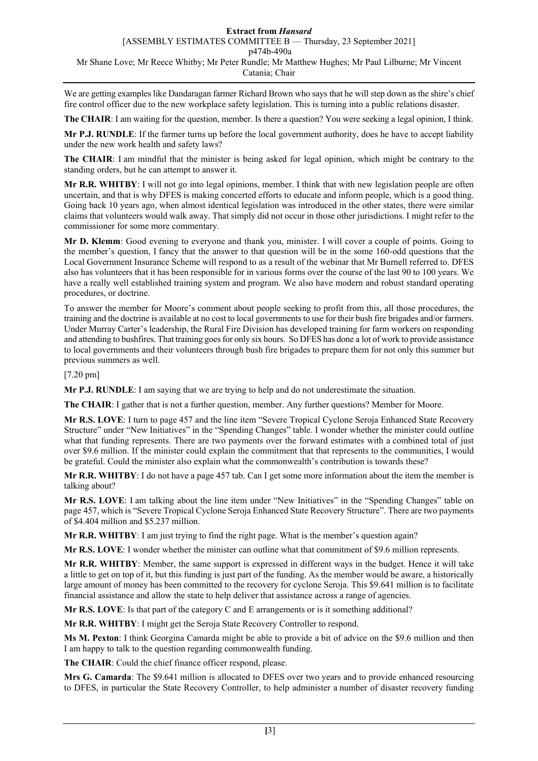We are getting examples like Dandaragan farmer Richard Brown who says that he will step down as the shire's chief fire control officer due to the new workplace safety legislation. This is turning into a public relations disaster.

**The CHAIR**: I am waiting for the question, member. Is there a question? You were seeking a legal opinion, I think.

**Mr P.J. RUNDLE**: If the farmer turns up before the local government authority, does he have to accept liability under the new work health and safety laws?

**The CHAIR**: I am mindful that the minister is being asked for legal opinion, which might be contrary to the standing orders, but he can attempt to answer it.

**Mr R.R. WHITBY**: I will not go into legal opinions, member. I think that with new legislation people are often uncertain, and that is why DFES is making concerted efforts to educate and inform people, which is a good thing. Going back 10 years ago, when almost identical legislation was introduced in the other states, there were similar claims that volunteers would walk away. That simply did not occur in those other jurisdictions. I might refer to the commissioner for some more commentary.

**Mr D. Klemm**: Good evening to everyone and thank you, minister. I will cover a couple of points. Going to the member's question, I fancy that the answer to that question will be in the some 160-odd questions that the Local Government Insurance Scheme will respond to as a result of the webinar that Mr Burnell referred to. DFES also has volunteers that it has been responsible for in various forms over the course of the last 90 to 100 years. We have a really well established training system and program. We also have modern and robust standard operating procedures, or doctrine.

To answer the member for Moore's comment about people seeking to profit from this, all those procedures, the training and the doctrine is available at no cost to local governments to use for their bush fire brigades and/or farmers. Under Murray Carter's leadership, the Rural Fire Division has developed training for farm workers on responding and attending to bushfires. That training goes for only six hours. So DFES has done a lot of work to provide assistance to local governments and their volunteers through bush fire brigades to prepare them for not only this summer but previous summers as well.

[7.20 pm]

**Mr P.J. RUNDLE**: I am saying that we are trying to help and do not underestimate the situation.

**The CHAIR**: I gather that is not a further question, member. Any further questions? Member for Moore.

**Mr R.S. LOVE**: I turn to page 457 and the line item "Severe Tropical Cyclone Seroja Enhanced State Recovery Structure" under "New Initiatives" in the "Spending Changes" table. I wonder whether the minister could outline what that funding represents. There are two payments over the forward estimates with a combined total of just over $9.6 million. If the minister could explain the commitment that that represents to the communities, I would be grateful. Could the minister also explain what the commonwealth's contribution is towards these?

**Mr R.R. WHITBY**: I do not have a page 457 tab. Can I get some more information about the item the member is talking about?

**Mr R.S. LOVE**: I am talking about the line item under "New Initiatives" in the "Spending Changes" table on page 457, which is "Severe Tropical Cyclone Seroja Enhanced State Recovery Structure". There are two payments of $4.404 million and $5.237 million.

**Mr R.R. WHITBY**: I am just trying to find the right page. What is the member's question again?

**Mr R.S. LOVE**: I wonder whether the minister can outline what that commitment of $9.6 million represents.

**Mr R.R. WHITBY**: Member, the same support is expressed in different ways in the budget. Hence it will take a little to get on top of it, but this funding is just part of the funding. As the member would be aware, a historically large amount of money has been committed to the recovery for cyclone Seroja. This $9.641 million is to facilitate financial assistance and allow the state to help deliver that assistance across a range of agencies.

**Mr R.S. LOVE**: Is that part of the category C and E arrangements or is it something additional?

**Mr R.R. WHITBY**: I might get the Seroja State Recovery Controller to respond.

**Ms M. Pexton**: I think Georgina Camarda might be able to provide a bit of advice on the $9.6 million and then I am happy to talk to the question regarding commonwealth funding.

**The CHAIR**: Could the chief finance officer respond, please.

**Mrs G. Camarda**: The $9.641 million is allocated to DFES over two years and to provide enhanced resourcing to DFES, in particular the State Recovery Controller, to help administer a number of disaster recovery funding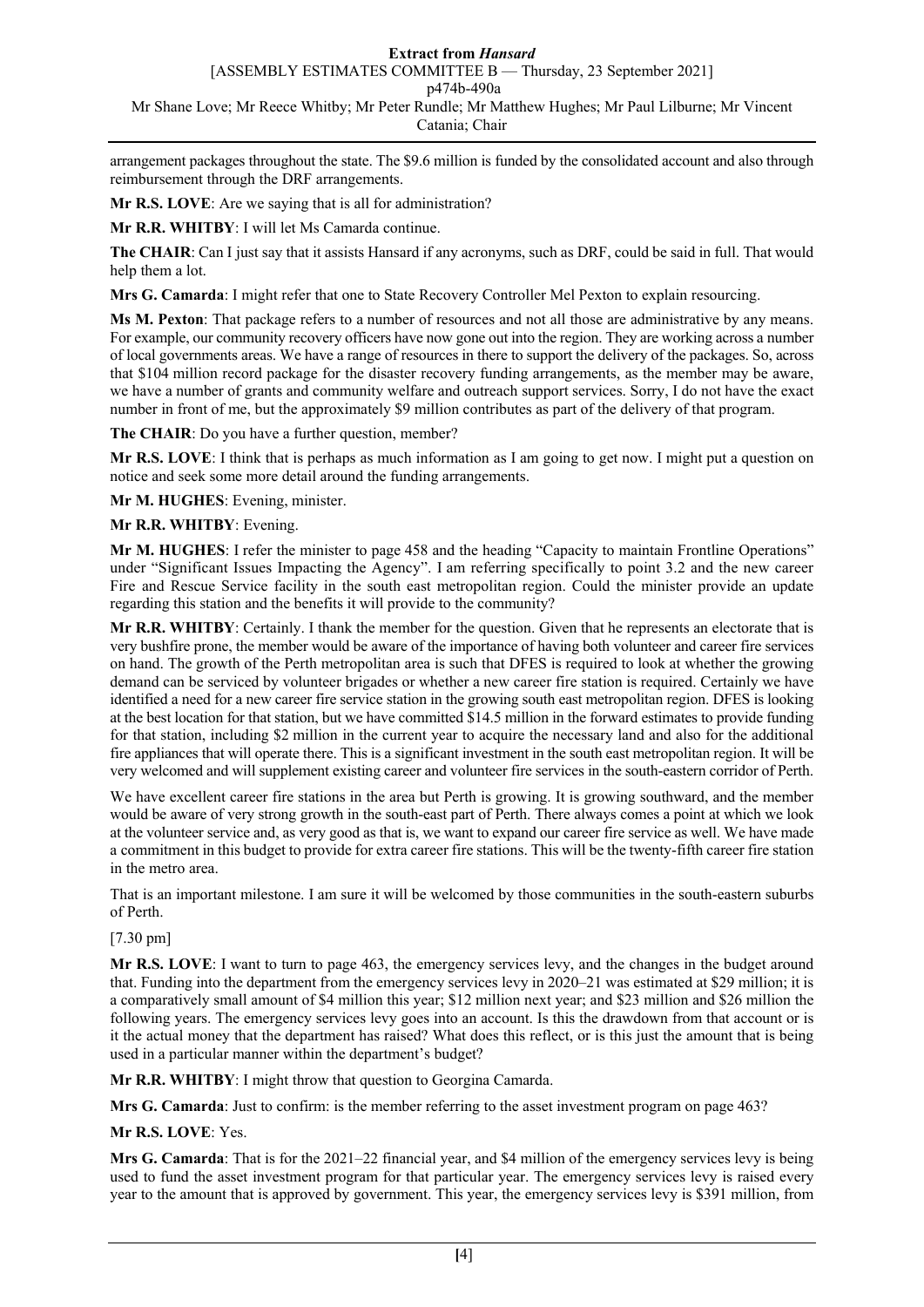arrangement packages throughout the state. The $9.6 million is funded by the consolidated account and also through reimbursement through the DRF arrangements.

**Mr R.S. LOVE**: Are we saying that is all for administration?

**Mr R.R. WHITBY**: I will let Ms Camarda continue.

**The CHAIR**: Can I just say that it assists Hansard if any acronyms, such as DRF, could be said in full. That would help them a lot.

**Mrs G. Camarda**: I might refer that one to State Recovery Controller Mel Pexton to explain resourcing.

**Ms M. Pexton**: That package refers to a number of resources and not all those are administrative by any means. For example, our community recovery officers have now gone out into the region. They are working across a number of local governments areas. We have a range of resources in there to support the delivery of the packages. So, across that $104 million record package for the disaster recovery funding arrangements, as the member may be aware, we have a number of grants and community welfare and outreach support services. Sorry, I do not have the exact number in front of me, but the approximately $9 million contributes as part of the delivery of that program.

**The CHAIR**: Do you have a further question, member?

**Mr R.S. LOVE**: I think that is perhaps as much information as I am going to get now. I might put a question on notice and seek some more detail around the funding arrangements.

**Mr M. HUGHES**: Evening, minister.

**Mr R.R. WHITBY**: Evening.

**Mr M. HUGHES**: I refer the minister to page 458 and the heading "Capacity to maintain Frontline Operations" under "Significant Issues Impacting the Agency". I am referring specifically to point 3.2 and the new career Fire and Rescue Service facility in the south east metropolitan region. Could the minister provide an update regarding this station and the benefits it will provide to the community?

**Mr R.R. WHITBY**: Certainly. I thank the member for the question. Given that he represents an electorate that is very bushfire prone, the member would be aware of the importance of having both volunteer and career fire services on hand. The growth of the Perth metropolitan area is such that DFES is required to look at whether the growing demand can be serviced by volunteer brigades or whether a new career fire station is required. Certainly we have identified a need for a new career fire service station in the growing south east metropolitan region. DFES is looking at the best location for that station, but we have committed $14.5 million in the forward estimates to provide funding for that station, including $2 million in the current year to acquire the necessary land and also for the additional fire appliances that will operate there. This is a significant investment in the south east metropolitan region. It will be very welcomed and will supplement existing career and volunteer fire services in the south-eastern corridor of Perth.

We have excellent career fire stations in the area but Perth is growing. It is growing southward, and the member would be aware of very strong growth in the south-east part of Perth. There always comes a point at which we look at the volunteer service and, as very good as that is, we want to expand our career fire service as well. We have made a commitment in this budget to provide for extra career fire stations. This will be the twenty-fifth career fire station in the metro area.

That is an important milestone. I am sure it will be welcomed by those communities in the south-eastern suburbs of Perth.

[7.30 pm]

**Mr R.S. LOVE**: I want to turn to page 463, the emergency services levy, and the changes in the budget around that. Funding into the department from the emergency services levy in 2020–21 was estimated at $29 million; it is a comparatively small amount of $4 million this year; $12 million next year; and $23 million and $26 million the following years. The emergency services levy goes into an account. Is this the drawdown from that account or is it the actual money that the department has raised? What does this reflect, or is this just the amount that is being used in a particular manner within the department's budget?

**Mr R.R. WHITBY**: I might throw that question to Georgina Camarda.

**Mrs G. Camarda**: Just to confirm: is the member referring to the asset investment program on page 463?

**Mr R.S. LOVE**: Yes.

**Mrs G. Camarda**: That is for the 2021–22 financial year, and $4 million of the emergency services levy is being used to fund the asset investment program for that particular year. The emergency services levy is raised every year to the amount that is approved by government. This year, the emergency services levy is $391 million, from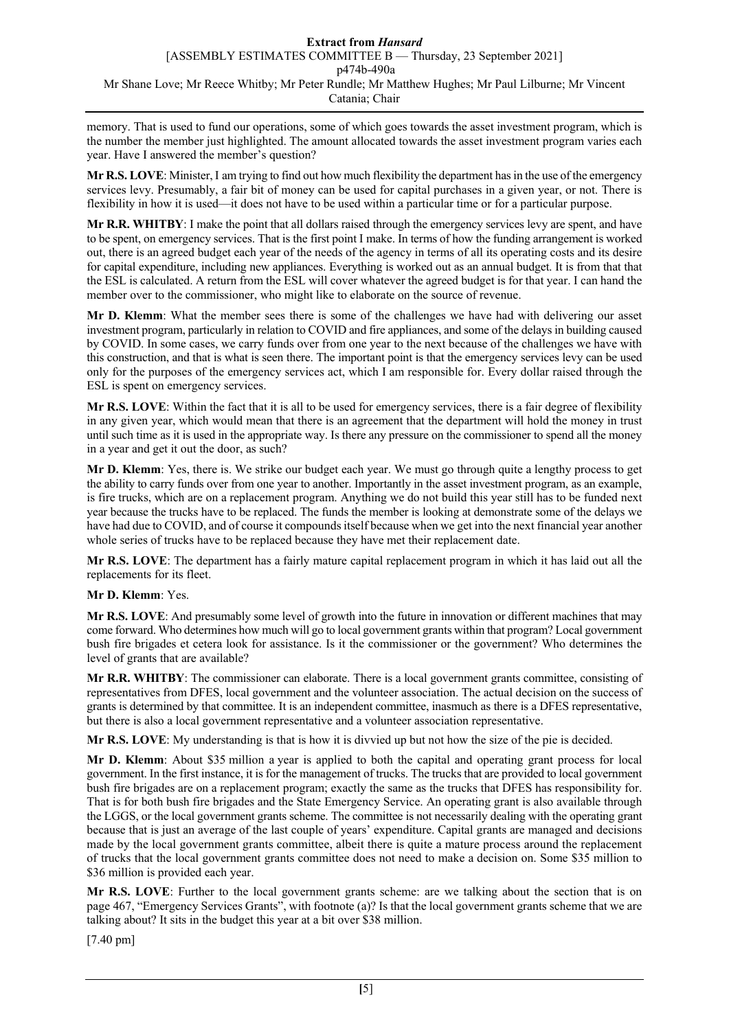memory. That is used to fund our operations, some of which goes towards the asset investment program, which is the number the member just highlighted. The amount allocated towards the asset investment program varies each year. Have I answered the member's question?

**Mr R.S. LOVE**: Minister, I am trying to find out how much flexibility the department has in the use of the emergency services levy. Presumably, a fair bit of money can be used for capital purchases in a given year, or not. There is flexibility in how it is used—it does not have to be used within a particular time or for a particular purpose.

**Mr R.R. WHITBY**: I make the point that all dollars raised through the emergency services levy are spent, and have to be spent, on emergency services. That is the first point I make. In terms of how the funding arrangement is worked out, there is an agreed budget each year of the needs of the agency in terms of all its operating costs and its desire for capital expenditure, including new appliances. Everything is worked out as an annual budget. It is from that that the ESL is calculated. A return from the ESL will cover whatever the agreed budget is for that year. I can hand the member over to the commissioner, who might like to elaborate on the source of revenue.

**Mr D. Klemm**: What the member sees there is some of the challenges we have had with delivering our asset investment program, particularly in relation to COVID and fire appliances, and some of the delays in building caused by COVID. In some cases, we carry funds over from one year to the next because of the challenges we have with this construction, and that is what is seen there. The important point is that the emergency services levy can be used only for the purposes of the emergency services act, which I am responsible for. Every dollar raised through the ESL is spent on emergency services.

**Mr R.S. LOVE**: Within the fact that it is all to be used for emergency services, there is a fair degree of flexibility in any given year, which would mean that there is an agreement that the department will hold the money in trust until such time as it is used in the appropriate way. Is there any pressure on the commissioner to spend all the money in a year and get it out the door, as such?

**Mr D. Klemm**: Yes, there is. We strike our budget each year. We must go through quite a lengthy process to get the ability to carry funds over from one year to another. Importantly in the asset investment program, as an example, is fire trucks, which are on a replacement program. Anything we do not build this year still has to be funded next year because the trucks have to be replaced. The funds the member is looking at demonstrate some of the delays we have had due to COVID, and of course it compounds itself because when we get into the next financial year another whole series of trucks have to be replaced because they have met their replacement date.

**Mr R.S. LOVE**: The department has a fairly mature capital replacement program in which it has laid out all the replacements for its fleet.

**Mr D. Klemm**: Yes.

**Mr R.S. LOVE**: And presumably some level of growth into the future in innovation or different machines that may come forward. Who determines how much will go to local government grants within that program? Local government bush fire brigades et cetera look for assistance. Is it the commissioner or the government? Who determines the level of grants that are available?

**Mr R.R. WHITBY**: The commissioner can elaborate. There is a local government grants committee, consisting of representatives from DFES, local government and the volunteer association. The actual decision on the success of grants is determined by that committee. It is an independent committee, inasmuch as there is a DFES representative, but there is also a local government representative and a volunteer association representative.

**Mr R.S. LOVE**: My understanding is that is how it is divvied up but not how the size of the pie is decided.

**Mr D. Klemm**: About $35 million a year is applied to both the capital and operating grant process for local government. In the first instance, it is for the management of trucks. The trucks that are provided to local government bush fire brigades are on a replacement program; exactly the same as the trucks that DFES has responsibility for. That is for both bush fire brigades and the State Emergency Service. An operating grant is also available through the LGGS, or the local government grants scheme. The committee is not necessarily dealing with the operating grant because that is just an average of the last couple of years' expenditure. Capital grants are managed and decisions made by the local government grants committee, albeit there is quite a mature process around the replacement of trucks that the local government grants committee does not need to make a decision on. Some $35 million to $36 million is provided each year.

**Mr R.S. LOVE**: Further to the local government grants scheme: are we talking about the section that is on page 467, "Emergency Services Grants", with footnote (a)? Is that the local government grants scheme that we are talking about? It sits in the budget this year at a bit over $38 million.

[7.40 pm]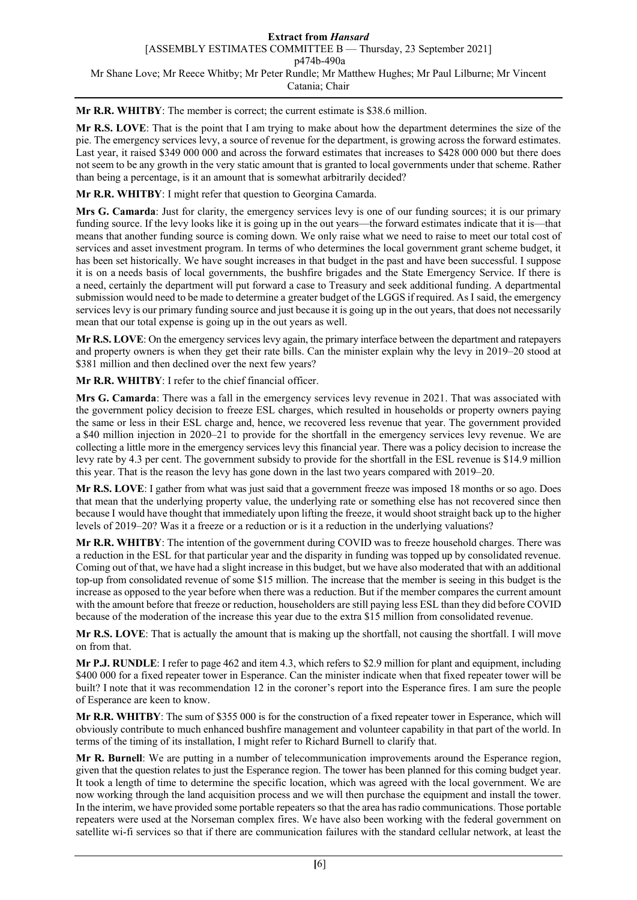**Mr R.R. WHITBY**: The member is correct; the current estimate is $38.6 million.

**Mr R.S. LOVE**: That is the point that I am trying to make about how the department determines the size of the pie. The emergency services levy, a source of revenue for the department, is growing across the forward estimates. Last year, it raised $349 000 000 and across the forward estimates that increases to $428 000 000 but there does not seem to be any growth in the very static amount that is granted to local governments under that scheme. Rather than being a percentage, is it an amount that is somewhat arbitrarily decided?

**Mr R.R. WHITBY**: I might refer that question to Georgina Camarda.

**Mrs G. Camarda**: Just for clarity, the emergency services levy is one of our funding sources; it is our primary funding source. If the levy looks like it is going up in the out years—the forward estimates indicate that it is—that means that another funding source is coming down. We only raise what we need to raise to meet our total cost of services and asset investment program. In terms of who determines the local government grant scheme budget, it has been set historically. We have sought increases in that budget in the past and have been successful. I suppose it is on a needs basis of local governments, the bushfire brigades and the State Emergency Service. If there is a need, certainly the department will put forward a case to Treasury and seek additional funding. A departmental submission would need to be made to determine a greater budget of the LGGS if required. As I said, the emergency services levy is our primary funding source and just because it is going up in the out years, that does not necessarily mean that our total expense is going up in the out years as well.

**Mr R.S. LOVE**: On the emergency services levy again, the primary interface between the department and ratepayers and property owners is when they get their rate bills. Can the minister explain why the levy in 2019–20 stood at $381 million and then declined over the next few years?

**Mr R.R. WHITBY**: I refer to the chief financial officer.

**Mrs G. Camarda**: There was a fall in the emergency services levy revenue in 2021. That was associated with the government policy decision to freeze ESL charges, which resulted in households or property owners paying the same or less in their ESL charge and, hence, we recovered less revenue that year. The government provided a $40 million injection in 2020–21 to provide for the shortfall in the emergency services levy revenue. We are collecting a little more in the emergency services levy this financial year. There was a policy decision to increase the levy rate by 4.3 per cent. The government subsidy to provide for the shortfall in the ESL revenue is $14.9 million this year. That is the reason the levy has gone down in the last two years compared with 2019–20.

**Mr R.S. LOVE**: I gather from what was just said that a government freeze was imposed 18 months or so ago. Does that mean that the underlying property value, the underlying rate or something else has not recovered since then because I would have thought that immediately upon lifting the freeze, it would shoot straight back up to the higher levels of 2019–20? Was it a freeze or a reduction or is it a reduction in the underlying valuations?

**Mr R.R. WHITBY**: The intention of the government during COVID was to freeze household charges. There was a reduction in the ESL for that particular year and the disparity in funding was topped up by consolidated revenue. Coming out of that, we have had a slight increase in this budget, but we have also moderated that with an additional top-up from consolidated revenue of some $15 million. The increase that the member is seeing in this budget is the increase as opposed to the year before when there was a reduction. But if the member compares the current amount with the amount before that freeze or reduction, householders are still paying less ESL than they did before COVID because of the moderation of the increase this year due to the extra $15 million from consolidated revenue.

**Mr R.S. LOVE**: That is actually the amount that is making up the shortfall, not causing the shortfall. I will move on from that.

**Mr P.J. RUNDLE**: I refer to page 462 and item 4.3, which refers to $2.9 million for plant and equipment, including $400 000 for a fixed repeater tower in Esperance. Can the minister indicate when that fixed repeater tower will be built? I note that it was recommendation 12 in the coroner's report into the Esperance fires. I am sure the people of Esperance are keen to know.

**Mr R.R. WHITBY**: The sum of $355 000 is for the construction of a fixed repeater tower in Esperance, which will obviously contribute to much enhanced bushfire management and volunteer capability in that part of the world. In terms of the timing of its installation, I might refer to Richard Burnell to clarify that.

**Mr R. Burnell**: We are putting in a number of telecommunication improvements around the Esperance region, given that the question relates to just the Esperance region. The tower has been planned for this coming budget year. It took a length of time to determine the specific location, which was agreed with the local government. We are now working through the land acquisition process and we will then purchase the equipment and install the tower. In the interim, we have provided some portable repeaters so that the area has radio communications. Those portable repeaters were used at the Norseman complex fires. We have also been working with the federal government on satellite wi-fi services so that if there are communication failures with the standard cellular network, at least the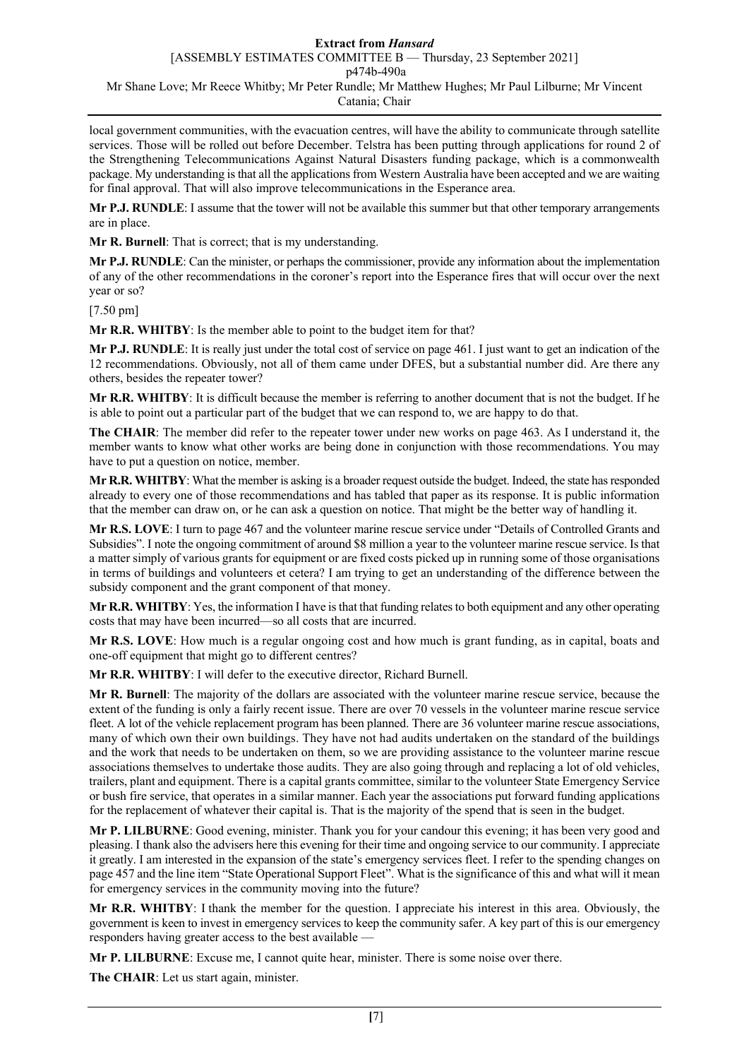local government communities, with the evacuation centres, will have the ability to communicate through satellite services. Those will be rolled out before December. Telstra has been putting through applications for round 2 of the Strengthening Telecommunications Against Natural Disasters funding package, which is a commonwealth package. My understanding is that all the applications from Western Australia have been accepted and we are waiting for final approval. That will also improve telecommunications in the Esperance area.

**Mr P.J. RUNDLE**: I assume that the tower will not be available this summer but that other temporary arrangements are in place.

**Mr R. Burnell**: That is correct; that is my understanding.

**Mr P.J. RUNDLE**: Can the minister, or perhaps the commissioner, provide any information about the implementation of any of the other recommendations in the coroner's report into the Esperance fires that will occur over the next year or so?

[7.50 pm]

**Mr R.R. WHITBY**: Is the member able to point to the budget item for that?

**Mr P.J. RUNDLE**: It is really just under the total cost of service on page 461. I just want to get an indication of the 12 recommendations. Obviously, not all of them came under DFES, but a substantial number did. Are there any others, besides the repeater tower?

**Mr R.R. WHITBY**: It is difficult because the member is referring to another document that is not the budget. If he is able to point out a particular part of the budget that we can respond to, we are happy to do that.

**The CHAIR**: The member did refer to the repeater tower under new works on page 463. As I understand it, the member wants to know what other works are being done in conjunction with those recommendations. You may have to put a question on notice, member.

**Mr R.R. WHITBY**: What the member is asking is a broader request outside the budget. Indeed, the state has responded already to every one of those recommendations and has tabled that paper as its response. It is public information that the member can draw on, or he can ask a question on notice. That might be the better way of handling it.

**Mr R.S. LOVE**: I turn to page 467 and the volunteer marine rescue service under "Details of Controlled Grants and Subsidies". I note the ongoing commitment of around $8 million a year to the volunteer marine rescue service. Is that a matter simply of various grants for equipment or are fixed costs picked up in running some of those organisations in terms of buildings and volunteers et cetera? I am trying to get an understanding of the difference between the subsidy component and the grant component of that money.

**Mr R.R. WHITBY**: Yes, the information I have is that that funding relates to both equipment and any other operating costs that may have been incurred—so all costs that are incurred.

**Mr R.S. LOVE**: How much is a regular ongoing cost and how much is grant funding, as in capital, boats and one-off equipment that might go to different centres?

**Mr R.R. WHITBY**: I will defer to the executive director, Richard Burnell.

**Mr R. Burnell**: The majority of the dollars are associated with the volunteer marine rescue service, because the extent of the funding is only a fairly recent issue. There are over 70 vessels in the volunteer marine rescue service fleet. A lot of the vehicle replacement program has been planned. There are 36 volunteer marine rescue associations, many of which own their own buildings. They have not had audits undertaken on the standard of the buildings and the work that needs to be undertaken on them, so we are providing assistance to the volunteer marine rescue associations themselves to undertake those audits. They are also going through and replacing a lot of old vehicles, trailers, plant and equipment. There is a capital grants committee, similar to the volunteer State Emergency Service or bush fire service, that operates in a similar manner. Each year the associations put forward funding applications for the replacement of whatever their capital is. That is the majority of the spend that is seen in the budget.

**Mr P. LILBURNE**: Good evening, minister. Thank you for your candour this evening; it has been very good and pleasing. I thank also the advisers here this evening for their time and ongoing service to our community. I appreciate it greatly. I am interested in the expansion of the state's emergency services fleet. I refer to the spending changes on page 457 and the line item "State Operational Support Fleet". What is the significance of this and what will it mean for emergency services in the community moving into the future?

**Mr R.R. WHITBY**: I thank the member for the question. I appreciate his interest in this area. Obviously, the government is keen to invest in emergency services to keep the community safer. A key part of this is our emergency responders having greater access to the best available —

**Mr P. LILBURNE**: Excuse me, I cannot quite hear, minister. There is some noise over there.

**The CHAIR**: Let us start again, minister.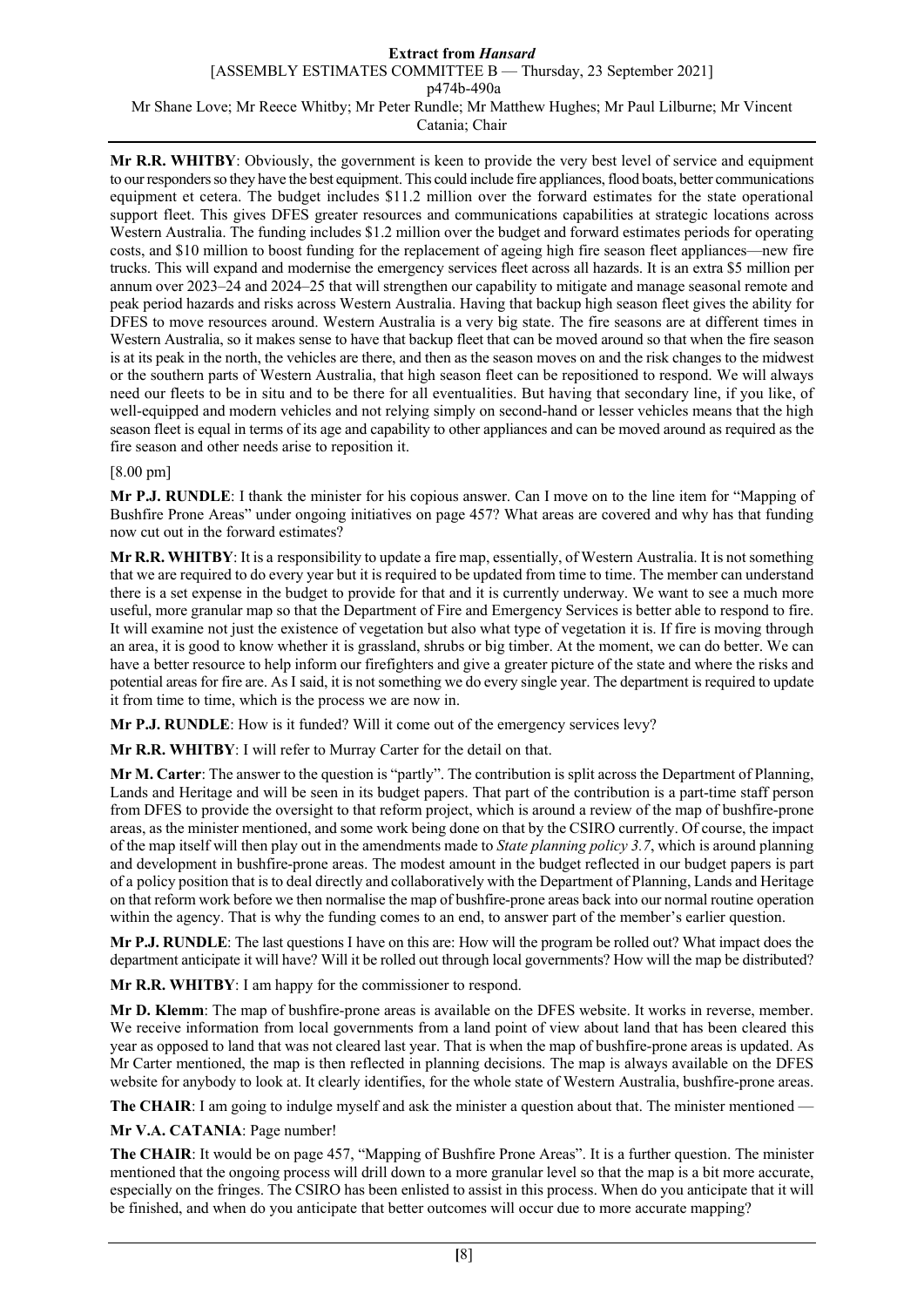**Mr R.R. WHITBY**: Obviously, the government is keen to provide the very best level of service and equipment to our responders so they have the best equipment. This could include fire appliances, flood boats, better communications equipment et cetera. The budget includes $11.2 million over the forward estimates for the state operational support fleet. This gives DFES greater resources and communications capabilities at strategic locations across Western Australia. The funding includes $1.2 million over the budget and forward estimates periods for operating costs, and $10 million to boost funding for the replacement of ageing high fire season fleet appliances—new fire trucks. This will expand and modernise the emergency services fleet across all hazards. It is an extra $5 million per annum over 2023–24 and 2024–25 that will strengthen our capability to mitigate and manage seasonal remote and peak period hazards and risks across Western Australia. Having that backup high season fleet gives the ability for DFES to move resources around. Western Australia is a very big state. The fire seasons are at different times in Western Australia, so it makes sense to have that backup fleet that can be moved around so that when the fire season is at its peak in the north, the vehicles are there, and then as the season moves on and the risk changes to the midwest or the southern parts of Western Australia, that high season fleet can be repositioned to respond. We will always need our fleets to be in situ and to be there for all eventualities. But having that secondary line, if you like, of well-equipped and modern vehicles and not relying simply on second-hand or lesser vehicles means that the high season fleet is equal in terms of its age and capability to other appliances and can be moved around as required as the fire season and other needs arise to reposition it.

[8.00 pm]

**Mr P.J. RUNDLE**: I thank the minister for his copious answer. Can I move on to the line item for "Mapping of Bushfire Prone Areas" under ongoing initiatives on page 457? What areas are covered and why has that funding now cut out in the forward estimates?

**Mr R.R. WHITBY**: It is a responsibility to update a fire map, essentially, of Western Australia. It is not something that we are required to do every year but it is required to be updated from time to time. The member can understand there is a set expense in the budget to provide for that and it is currently underway. We want to see a much more useful, more granular map so that the Department of Fire and Emergency Services is better able to respond to fire. It will examine not just the existence of vegetation but also what type of vegetation it is. If fire is moving through an area, it is good to know whether it is grassland, shrubs or big timber. At the moment, we can do better. We can have a better resource to help inform our firefighters and give a greater picture of the state and where the risks and potential areas for fire are. As I said, it is not something we do every single year. The department is required to update it from time to time, which is the process we are now in.

**Mr P.J. RUNDLE**: How is it funded? Will it come out of the emergency services levy?

**Mr R.R. WHITBY**: I will refer to Murray Carter for the detail on that.

**Mr M. Carter**: The answer to the question is "partly". The contribution is split across the Department of Planning, Lands and Heritage and will be seen in its budget papers. That part of the contribution is a part-time staff person from DFES to provide the oversight to that reform project, which is around a review of the map of bushfire-prone areas, as the minister mentioned, and some work being done on that by the CSIRO currently. Of course, the impact of the map itself will then play out in the amendments made to *State planning policy 3.7*, which is around planning and development in bushfire-prone areas. The modest amount in the budget reflected in our budget papers is part of a policy position that is to deal directly and collaboratively with the Department of Planning, Lands and Heritage on that reform work before we then normalise the map of bushfire-prone areas back into our normal routine operation within the agency. That is why the funding comes to an end, to answer part of the member's earlier question.

**Mr P.J. RUNDLE**: The last questions I have on this are: How will the program be rolled out? What impact does the department anticipate it will have? Will it be rolled out through local governments? How will the map be distributed?

**Mr R.R. WHITBY**: I am happy for the commissioner to respond.

**Mr D. Klemm**: The map of bushfire-prone areas is available on the DFES website. It works in reverse, member. We receive information from local governments from a land point of view about land that has been cleared this year as opposed to land that was not cleared last year. That is when the map of bushfire-prone areas is updated. As Mr Carter mentioned, the map is then reflected in planning decisions. The map is always available on the DFES website for anybody to look at. It clearly identifies, for the whole state of Western Australia, bushfire-prone areas.

**The CHAIR**: I am going to indulge myself and ask the minister a question about that. The minister mentioned —

**Mr V.A. CATANIA**: Page number!

**The CHAIR**: It would be on page 457, "Mapping of Bushfire Prone Areas". It is a further question. The minister mentioned that the ongoing process will drill down to a more granular level so that the map is a bit more accurate, especially on the fringes. The CSIRO has been enlisted to assist in this process. When do you anticipate that it will be finished, and when do you anticipate that better outcomes will occur due to more accurate mapping?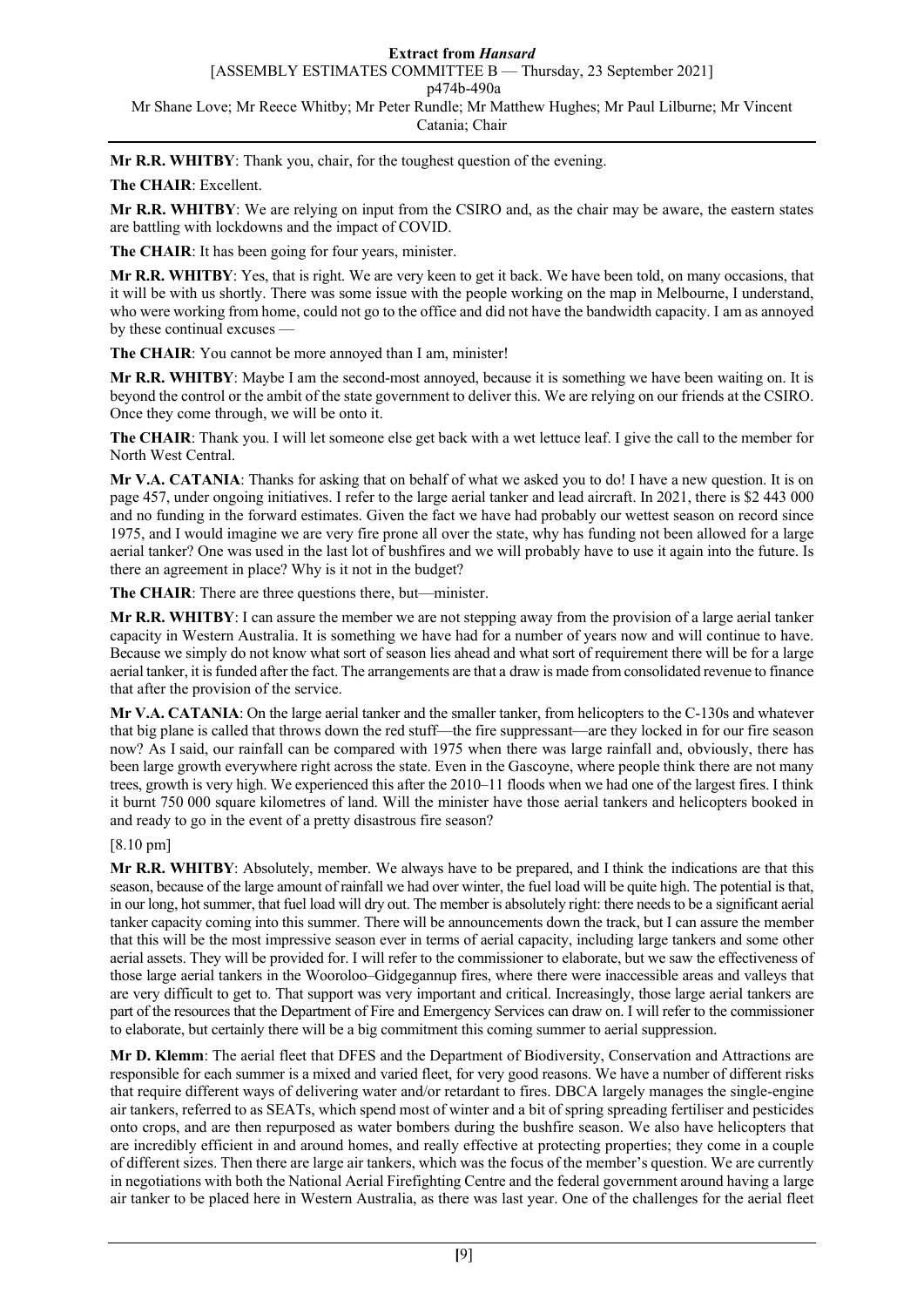**Mr R.R. WHITBY**: Thank you, chair, for the toughest question of the evening.

**The CHAIR**: Excellent.

**Mr R.R. WHITBY**: We are relying on input from the CSIRO and, as the chair may be aware, the eastern states are battling with lockdowns and the impact of COVID.

**The CHAIR**: It has been going for four years, minister.

**Mr R.R. WHITBY**: Yes, that is right. We are very keen to get it back. We have been told, on many occasions, that it will be with us shortly. There was some issue with the people working on the map in Melbourne, I understand, who were working from home, could not go to the office and did not have the bandwidth capacity. I am as annoyed by these continual excuses —

**The CHAIR**: You cannot be more annoyed than I am, minister!

**Mr R.R. WHITBY**: Maybe I am the second-most annoyed, because it is something we have been waiting on. It is beyond the control or the ambit of the state government to deliver this. We are relying on our friends at the CSIRO. Once they come through, we will be onto it.

**The CHAIR**: Thank you. I will let someone else get back with a wet lettuce leaf. I give the call to the member for North West Central.

**Mr V.A. CATANIA**: Thanks for asking that on behalf of what we asked you to do! I have a new question. It is on page 457, under ongoing initiatives. I refer to the large aerial tanker and lead aircraft. In 2021, there is $2 443 000 and no funding in the forward estimates. Given the fact we have had probably our wettest season on record since 1975, and I would imagine we are very fire prone all over the state, why has funding not been allowed for a large aerial tanker? One was used in the last lot of bushfires and we will probably have to use it again into the future. Is there an agreement in place? Why is it not in the budget?

**The CHAIR**: There are three questions there, but—minister.

**Mr R.R. WHITBY**: I can assure the member we are not stepping away from the provision of a large aerial tanker capacity in Western Australia. It is something we have had for a number of years now and will continue to have. Because we simply do not know what sort of season lies ahead and what sort of requirement there will be for a large aerial tanker, it is funded after the fact. The arrangements are that a draw is made from consolidated revenue to finance that after the provision of the service.

**Mr V.A. CATANIA**: On the large aerial tanker and the smaller tanker, from helicopters to the C-130s and whatever that big plane is called that throws down the red stuff—the fire suppressant—are they locked in for our fire season now? As I said, our rainfall can be compared with 1975 when there was large rainfall and, obviously, there has been large growth everywhere right across the state. Even in the Gascoyne, where people think there are not many trees, growth is very high. We experienced this after the 2010–11 floods when we had one of the largest fires. I think it burnt 750 000 square kilometres of land. Will the minister have those aerial tankers and helicopters booked in and ready to go in the event of a pretty disastrous fire season?

[8.10 pm]

**Mr R.R. WHITBY**: Absolutely, member. We always have to be prepared, and I think the indications are that this season, because of the large amount of rainfall we had over winter, the fuel load will be quite high. The potential is that, in our long, hot summer, that fuel load will dry out. The member is absolutely right: there needs to be a significant aerial tanker capacity coming into this summer. There will be announcements down the track, but I can assure the member that this will be the most impressive season ever in terms of aerial capacity, including large tankers and some other aerial assets. They will be provided for. I will refer to the commissioner to elaborate, but we saw the effectiveness of those large aerial tankers in the Wooroloo–Gidgegannup fires, where there were inaccessible areas and valleys that are very difficult to get to. That support was very important and critical. Increasingly, those large aerial tankers are part of the resources that the Department of Fire and Emergency Services can draw on. I will refer to the commissioner to elaborate, but certainly there will be a big commitment this coming summer to aerial suppression.

**Mr D. Klemm**: The aerial fleet that DFES and the Department of Biodiversity, Conservation and Attractions are responsible for each summer is a mixed and varied fleet, for very good reasons. We have a number of different risks that require different ways of delivering water and/or retardant to fires. DBCA largely manages the single-engine air tankers, referred to as SEATs, which spend most of winter and a bit of spring spreading fertiliser and pesticides onto crops, and are then repurposed as water bombers during the bushfire season. We also have helicopters that are incredibly efficient in and around homes, and really effective at protecting properties; they come in a couple of different sizes. Then there are large air tankers, which was the focus of the member's question. We are currently in negotiations with both the National Aerial Firefighting Centre and the federal government around having a large air tanker to be placed here in Western Australia, as there was last year. One of the challenges for the aerial fleet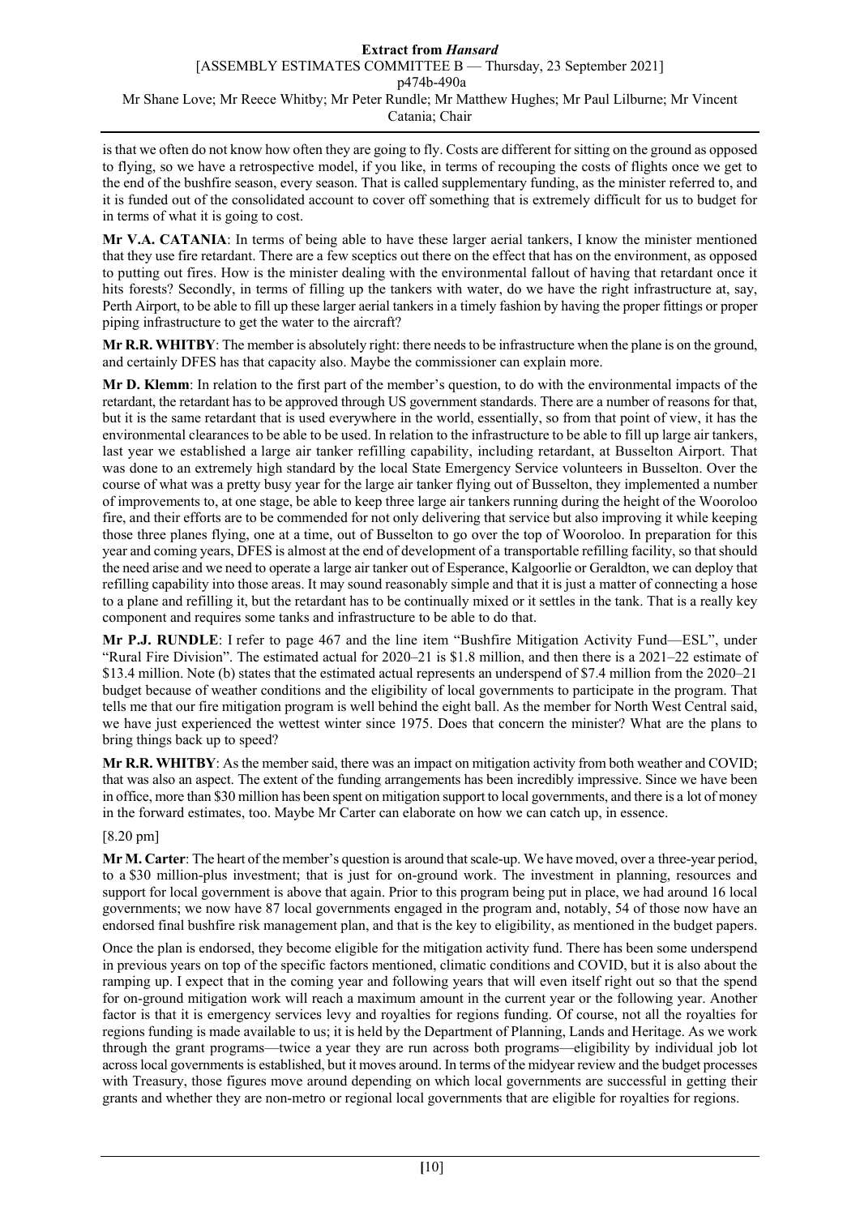is that we often do not know how often they are going to fly. Costs are different for sitting on the ground as opposed to flying, so we have a retrospective model, if you like, in terms of recouping the costs of flights once we get to the end of the bushfire season, every season. That is called supplementary funding, as the minister referred to, and it is funded out of the consolidated account to cover off something that is extremely difficult for us to budget for in terms of what it is going to cost.

**Mr V.A. CATANIA**: In terms of being able to have these larger aerial tankers, I know the minister mentioned that they use fire retardant. There are a few sceptics out there on the effect that has on the environment, as opposed to putting out fires. How is the minister dealing with the environmental fallout of having that retardant once it hits forests? Secondly, in terms of filling up the tankers with water, do we have the right infrastructure at, say, Perth Airport, to be able to fill up these larger aerial tankers in a timely fashion by having the proper fittings or proper piping infrastructure to get the water to the aircraft?

**Mr R.R. WHITBY**: The member is absolutely right: there needs to be infrastructure when the plane is on the ground, and certainly DFES has that capacity also. Maybe the commissioner can explain more.

**Mr D. Klemm**: In relation to the first part of the member's question, to do with the environmental impacts of the retardant, the retardant has to be approved through US government standards. There are a number of reasons for that, but it is the same retardant that is used everywhere in the world, essentially, so from that point of view, it has the environmental clearances to be able to be used. In relation to the infrastructure to be able to fill up large air tankers, last year we established a large air tanker refilling capability, including retardant, at Busselton Airport. That was done to an extremely high standard by the local State Emergency Service volunteers in Busselton. Over the course of what was a pretty busy year for the large air tanker flying out of Busselton, they implemented a number of improvements to, at one stage, be able to keep three large air tankers running during the height of the Wooroloo fire, and their efforts are to be commended for not only delivering that service but also improving it while keeping those three planes flying, one at a time, out of Busselton to go over the top of Wooroloo. In preparation for this year and coming years, DFES is almost at the end of development of a transportable refilling facility, so that should the need arise and we need to operate a large air tanker out of Esperance, Kalgoorlie or Geraldton, we can deploy that refilling capability into those areas. It may sound reasonably simple and that it is just a matter of connecting a hose to a plane and refilling it, but the retardant has to be continually mixed or it settles in the tank. That is a really key component and requires some tanks and infrastructure to be able to do that.

**Mr P.J. RUNDLE**: I refer to page 467 and the line item "Bushfire Mitigation Activity Fund—ESL", under "Rural Fire Division". The estimated actual for 2020–21 is $1.8 million, and then there is a 2021–22 estimate of $13.4 million. Note (b) states that the estimated actual represents an underspend of $7.4 million from the 2020–21 budget because of weather conditions and the eligibility of local governments to participate in the program. That tells me that our fire mitigation program is well behind the eight ball. As the member for North West Central said, we have just experienced the wettest winter since 1975. Does that concern the minister? What are the plans to bring things back up to speed?

**Mr R.R. WHITBY**: As the member said, there was an impact on mitigation activity from both weather and COVID; that was also an aspect. The extent of the funding arrangements has been incredibly impressive. Since we have been in office, more than $30 million has been spent on mitigation support to local governments, and there is a lot of money in the forward estimates, too. Maybe Mr Carter can elaborate on how we can catch up, in essence.

[8.20 pm]

**Mr M. Carter**: The heart of the member's question is around that scale-up. We have moved, over a three-year period, to a $30 million-plus investment; that is just for on-ground work. The investment in planning, resources and support for local government is above that again. Prior to this program being put in place, we had around 16 local governments; we now have 87 local governments engaged in the program and, notably, 54 of those now have an endorsed final bushfire risk management plan, and that is the key to eligibility, as mentioned in the budget papers.

Once the plan is endorsed, they become eligible for the mitigation activity fund. There has been some underspend in previous years on top of the specific factors mentioned, climatic conditions and COVID, but it is also about the ramping up. I expect that in the coming year and following years that will even itself right out so that the spend for on-ground mitigation work will reach a maximum amount in the current year or the following year. Another factor is that it is emergency services levy and royalties for regions funding. Of course, not all the royalties for regions funding is made available to us; it is held by the Department of Planning, Lands and Heritage. As we work through the grant programs—twice a year they are run across both programs—eligibility by individual job lot across local governments is established, but it moves around. In terms of the midyear review and the budget processes with Treasury, those figures move around depending on which local governments are successful in getting their grants and whether they are non-metro or regional local governments that are eligible for royalties for regions.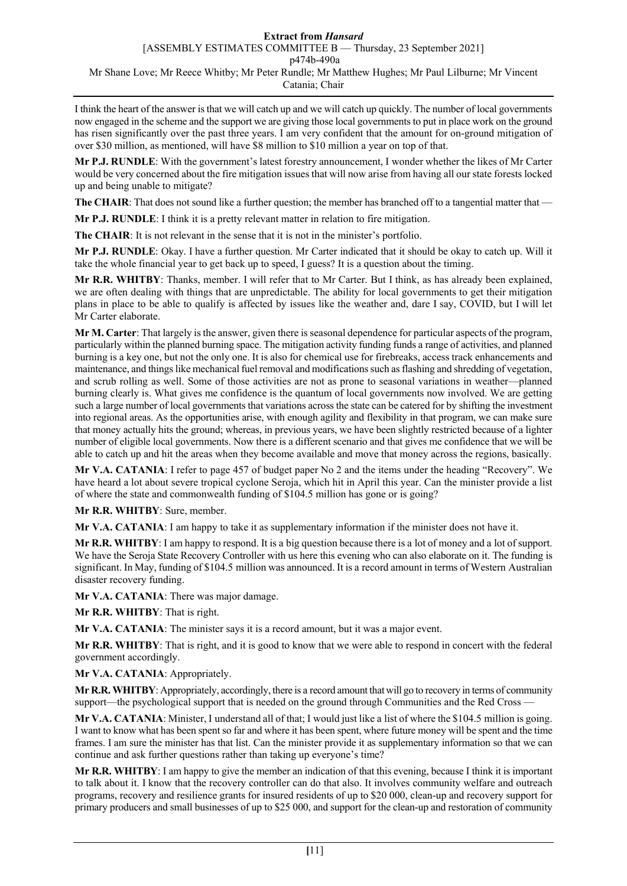I think the heart of the answer is that we will catch up and we will catch up quickly. The number of local governments now engaged in the scheme and the support we are giving those local governments to put in place work on the ground has risen significantly over the past three years. I am very confident that the amount for on-ground mitigation of over $30 million, as mentioned, will have $8 million to $10 million a year on top of that.

**Mr P.J. RUNDLE**: With the government's latest forestry announcement, I wonder whether the likes of Mr Carter would be very concerned about the fire mitigation issues that will now arise from having all our state forests locked up and being unable to mitigate?

**The CHAIR**: That does not sound like a further question; the member has branched off to a tangential matter that —

**Mr P.J. RUNDLE**: I think it is a pretty relevant matter in relation to fire mitigation.

**The CHAIR**: It is not relevant in the sense that it is not in the minister's portfolio.

**Mr P.J. RUNDLE**: Okay. I have a further question. Mr Carter indicated that it should be okay to catch up. Will it take the whole financial year to get back up to speed, I guess? It is a question about the timing.

**Mr R.R. WHITBY**: Thanks, member. I will refer that to Mr Carter. But I think, as has already been explained, we are often dealing with things that are unpredictable. The ability for local governments to get their mitigation plans in place to be able to qualify is affected by issues like the weather and, dare I say, COVID, but I will let Mr Carter elaborate.

**Mr M. Carter**: That largely is the answer, given there is seasonal dependence for particular aspects of the program, particularly within the planned burning space. The mitigation activity funding funds a range of activities, and planned burning is a key one, but not the only one. It is also for chemical use for firebreaks, access track enhancements and maintenance, and things like mechanical fuel removal and modifications such as flashing and shredding of vegetation, and scrub rolling as well. Some of those activities are not as prone to seasonal variations in weather—planned burning clearly is. What gives me confidence is the quantum of local governments now involved. We are getting such a large number of local governments that variations across the state can be catered for by shifting the investment into regional areas. As the opportunities arise, with enough agility and flexibility in that program, we can make sure that money actually hits the ground; whereas, in previous years, we have been slightly restricted because of a lighter number of eligible local governments. Now there is a different scenario and that gives me confidence that we will be able to catch up and hit the areas when they become available and move that money across the regions, basically.

**Mr V.A. CATANIA**: I refer to page 457 of budget paper No 2 and the items under the heading "Recovery". We have heard a lot about severe tropical cyclone Seroja, which hit in April this year. Can the minister provide a list of where the state and commonwealth funding of $104.5 million has gone or is going?

**Mr R.R. WHITBY**: Sure, member.

**Mr V.A. CATANIA**: I am happy to take it as supplementary information if the minister does not have it.

**Mr R.R. WHITBY**: I am happy to respond. It is a big question because there is a lot of money and a lot of support. We have the Seroja State Recovery Controller with us here this evening who can also elaborate on it. The funding is significant. In May, funding of $104.5 million was announced. It is a record amount in terms of Western Australian disaster recovery funding.

**Mr V.A. CATANIA**: There was major damage.

**Mr R.R. WHITBY**: That is right.

**Mr V.A. CATANIA**: The minister says it is a record amount, but it was a major event.

**Mr R.R. WHITBY**: That is right, and it is good to know that we were able to respond in concert with the federal government accordingly.

**Mr V.A. CATANIA**: Appropriately.

**Mr R.R. WHITBY**: Appropriately, accordingly, there is a record amount that will go to recovery in terms of community support—the psychological support that is needed on the ground through Communities and the Red Cross —

**Mr V.A. CATANIA**: Minister, I understand all of that; I would just like a list of where the $104.5 million is going. I want to know what has been spent so far and where it has been spent, where future money will be spent and the time frames. I am sure the minister has that list. Can the minister provide it as supplementary information so that we can continue and ask further questions rather than taking up everyone's time?

**Mr R.R. WHITBY**: I am happy to give the member an indication of that this evening, because I think it is important to talk about it. I know that the recovery controller can do that also. It involves community welfare and outreach programs, recovery and resilience grants for insured residents of up to $20 000, clean-up and recovery support for primary producers and small businesses of up to $25 000, and support for the clean-up and restoration of community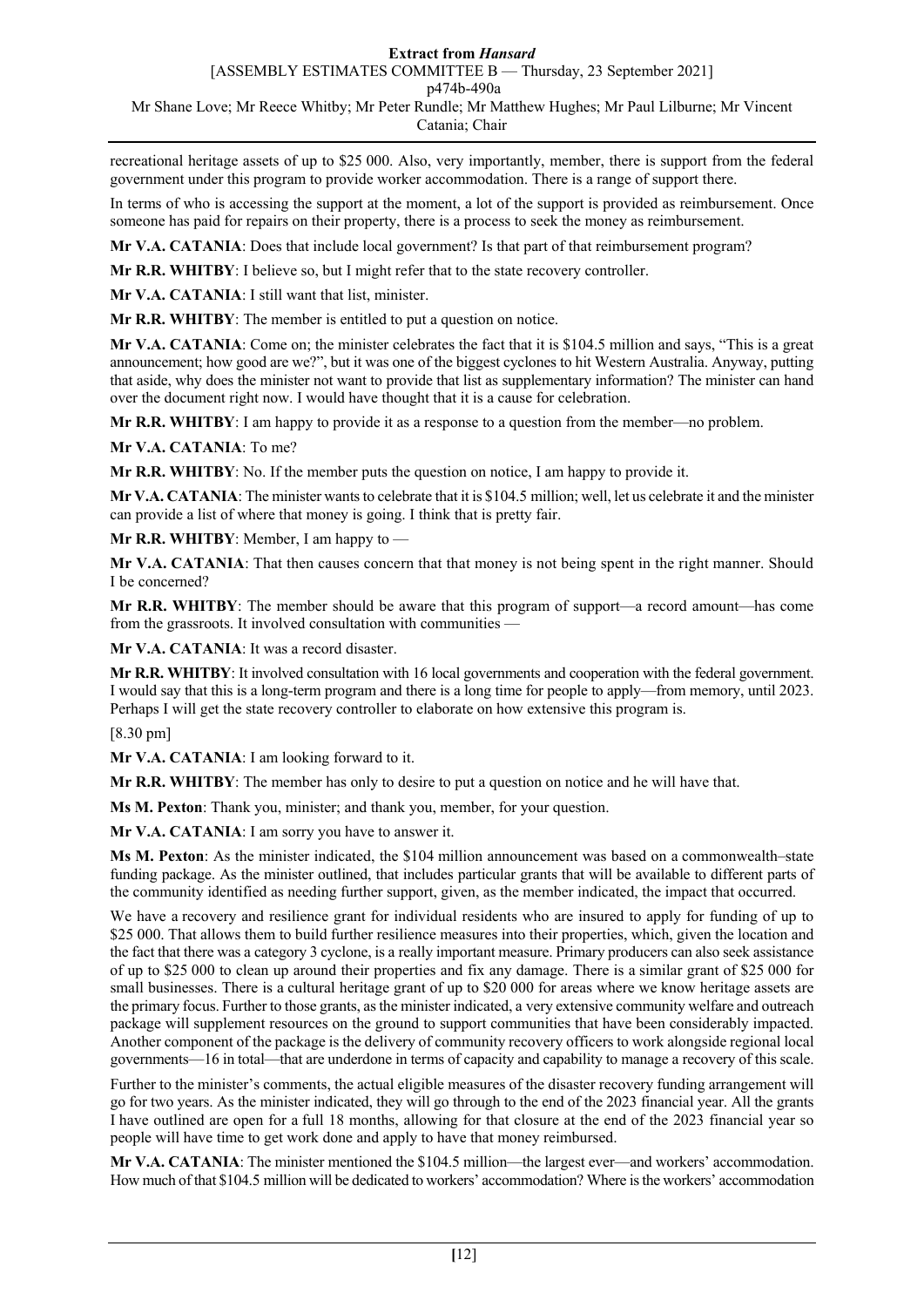recreational heritage assets of up to $25 000. Also, very importantly, member, there is support from the federal government under this program to provide worker accommodation. There is a range of support there.

In terms of who is accessing the support at the moment, a lot of the support is provided as reimbursement. Once someone has paid for repairs on their property, there is a process to seek the money as reimbursement.

**Mr V.A. CATANIA**: Does that include local government? Is that part of that reimbursement program?

**Mr R.R. WHITBY**: I believe so, but I might refer that to the state recovery controller.

**Mr V.A. CATANIA**: I still want that list, minister.

**Mr R.R. WHITBY**: The member is entitled to put a question on notice.

**Mr V.A. CATANIA**: Come on; the minister celebrates the fact that it is $104.5 million and says, "This is a great announcement; how good are we?", but it was one of the biggest cyclones to hit Western Australia. Anyway, putting that aside, why does the minister not want to provide that list as supplementary information? The minister can hand over the document right now. I would have thought that it is a cause for celebration.

**Mr R.R. WHITBY**: I am happy to provide it as a response to a question from the member—no problem.

**Mr V.A. CATANIA**: To me?

**Mr R.R. WHITBY**: No. If the member puts the question on notice, I am happy to provide it.

**Mr V.A. CATANIA**: The minister wants to celebrate that it is $104.5 million; well, let us celebrate it and the minister can provide a list of where that money is going. I think that is pretty fair.

**Mr R.R. WHITBY**: Member, I am happy to —

**Mr V.A. CATANIA**: That then causes concern that that money is not being spent in the right manner. Should I be concerned?

**Mr R.R. WHITBY**: The member should be aware that this program of support—a record amount—has come from the grassroots. It involved consultation with communities —

**Mr V.A. CATANIA**: It was a record disaster.

**Mr R.R. WHITBY**: It involved consultation with 16 local governments and cooperation with the federal government. I would say that this is a long-term program and there is a long time for people to apply—from memory, until 2023. Perhaps I will get the state recovery controller to elaborate on how extensive this program is.

[8.30 pm]

**Mr V.A. CATANIA**: I am looking forward to it.

**Mr R.R. WHITBY**: The member has only to desire to put a question on notice and he will have that.

**Ms M. Pexton**: Thank you, minister; and thank you, member, for your question.

**Mr V.A. CATANIA**: I am sorry you have to answer it.

**Ms M. Pexton**: As the minister indicated, the $104 million announcement was based on a commonwealth–state funding package. As the minister outlined, that includes particular grants that will be available to different parts of the community identified as needing further support, given, as the member indicated, the impact that occurred.

We have a recovery and resilience grant for individual residents who are insured to apply for funding of up to $25 000. That allows them to build further resilience measures into their properties, which, given the location and the fact that there was a category 3 cyclone, is a really important measure. Primary producers can also seek assistance of up to $25 000 to clean up around their properties and fix any damage. There is a similar grant of $25 000 for small businesses. There is a cultural heritage grant of up to $20 000 for areas where we know heritage assets are the primary focus. Further to those grants, as the minister indicated, a very extensive community welfare and outreach package will supplement resources on the ground to support communities that have been considerably impacted. Another component of the package is the delivery of community recovery officers to work alongside regional local governments—16 in total—that are underdone in terms of capacity and capability to manage a recovery of this scale.

Further to the minister's comments, the actual eligible measures of the disaster recovery funding arrangement will go for two years. As the minister indicated, they will go through to the end of the 2023 financial year. All the grants I have outlined are open for a full 18 months, allowing for that closure at the end of the 2023 financial year so people will have time to get work done and apply to have that money reimbursed.

**Mr V.A. CATANIA**: The minister mentioned the $104.5 million—the largest ever—and workers' accommodation. How much of that $104.5 million will be dedicated to workers' accommodation? Where is the workers' accommodation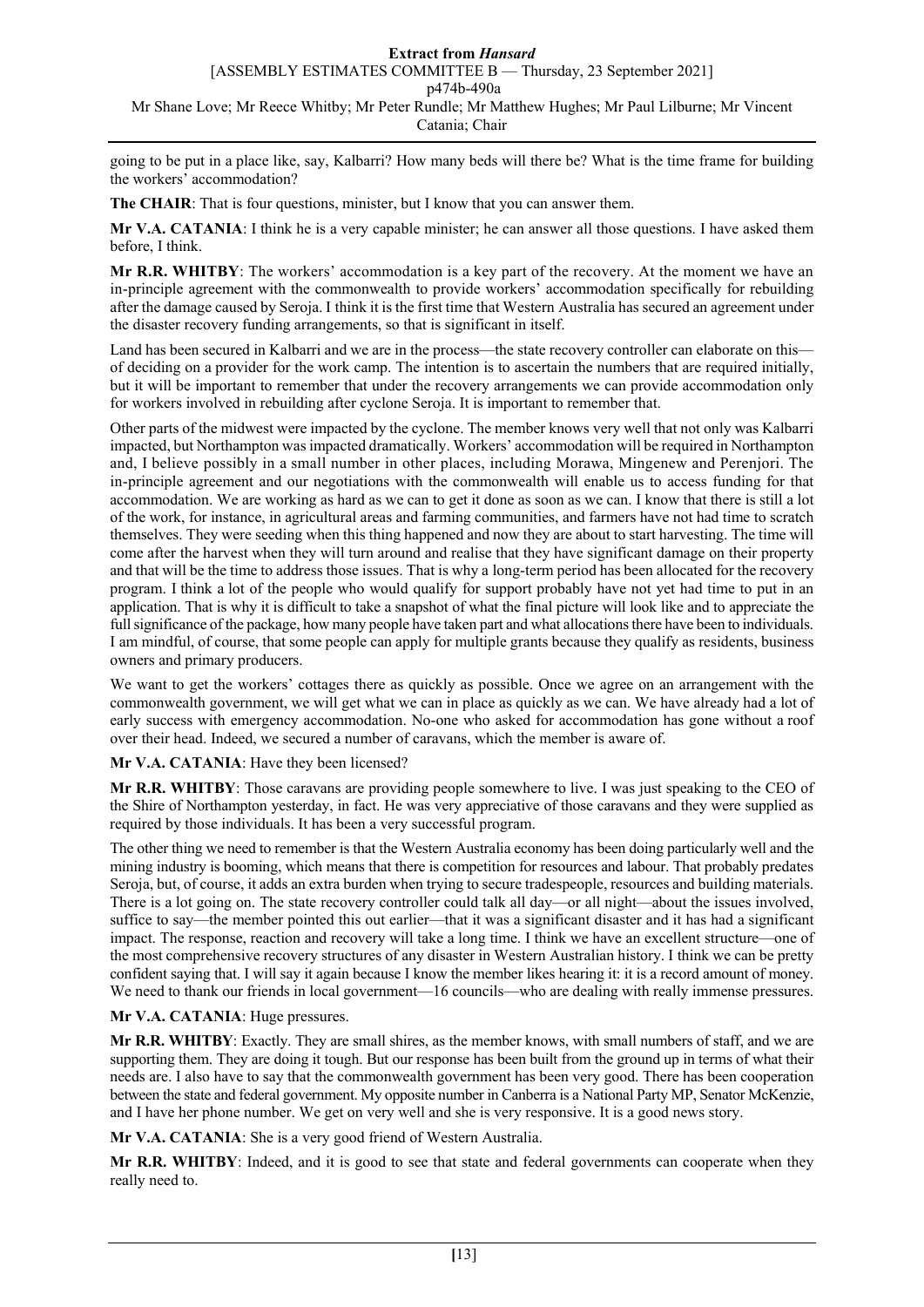going to be put in a place like, say, Kalbarri? How many beds will there be? What is the time frame for building the workers' accommodation?

**The CHAIR**: That is four questions, minister, but I know that you can answer them.

**Mr V.A. CATANIA**: I think he is a very capable minister; he can answer all those questions. I have asked them before, I think.

**Mr R.R. WHITBY**: The workers' accommodation is a key part of the recovery. At the moment we have an in-principle agreement with the commonwealth to provide workers' accommodation specifically for rebuilding after the damage caused by Seroja. I think it is the first time that Western Australia has secured an agreement under the disaster recovery funding arrangements, so that is significant in itself.

Land has been secured in Kalbarri and we are in the process—the state recovery controller can elaborate on this—of deciding on a provider for the work camp. The intention is to ascertain the numbers that are required initially, but it will be important to remember that under the recovery arrangements we can provide accommodation only for workers involved in rebuilding after cyclone Seroja. It is important to remember that.

Other parts of the midwest were impacted by the cyclone. The member knows very well that not only was Kalbarri impacted, but Northampton was impacted dramatically. Workers' accommodation will be required in Northampton and, I believe possibly in a small number in other places, including Morawa, Mingenew and Perenjori. The in-principle agreement and our negotiations with the commonwealth will enable us to access funding for that accommodation. We are working as hard as we can to get it done as soon as we can. I know that there is still a lot of the work, for instance, in agricultural areas and farming communities, and farmers have not had time to scratch themselves. They were seeding when this thing happened and now they are about to start harvesting. The time will come after the harvest when they will turn around and realise that they have significant damage on their property and that will be the time to address those issues. That is why a long-term period has been allocated for the recovery program. I think a lot of the people who would qualify for support probably have not yet had time to put in an application. That is why it is difficult to take a snapshot of what the final picture will look like and to appreciate the full significance of the package, how many people have taken part and what allocations there have been to individuals. I am mindful, of course, that some people can apply for multiple grants because they qualify as residents, business owners and primary producers.

We want to get the workers' cottages there as quickly as possible. Once we agree on an arrangement with the commonwealth government, we will get what we can in place as quickly as we can. We have already had a lot of early success with emergency accommodation. No-one who asked for accommodation has gone without a roof over their head. Indeed, we secured a number of caravans, which the member is aware of.

**Mr V.A. CATANIA**: Have they been licensed?

**Mr R.R. WHITBY**: Those caravans are providing people somewhere to live. I was just speaking to the CEO of the Shire of Northampton yesterday, in fact. He was very appreciative of those caravans and they were supplied as required by those individuals. It has been a very successful program.

The other thing we need to remember is that the Western Australia economy has been doing particularly well and the mining industry is booming, which means that there is competition for resources and labour. That probably predates Seroja, but, of course, it adds an extra burden when trying to secure tradespeople, resources and building materials. There is a lot going on. The state recovery controller could talk all day—or all night—about the issues involved, suffice to say—the member pointed this out earlier—that it was a significant disaster and it has had a significant impact. The response, reaction and recovery will take a long time. I think we have an excellent structure—one of the most comprehensive recovery structures of any disaster in Western Australian history. I think we can be pretty confident saying that. I will say it again because I know the member likes hearing it: it is a record amount of money. We need to thank our friends in local government—16 councils—who are dealing with really immense pressures.

**Mr V.A. CATANIA**: Huge pressures.

**Mr R.R. WHITBY**: Exactly. They are small shires, as the member knows, with small numbers of staff, and we are supporting them. They are doing it tough. But our response has been built from the ground up in terms of what their needs are. I also have to say that the commonwealth government has been very good. There has been cooperation between the state and federal government. My opposite number in Canberra is a National Party MP, Senator McKenzie, and I have her phone number. We get on very well and she is very responsive. It is a good news story.

**Mr V.A. CATANIA**: She is a very good friend of Western Australia.

**Mr R.R. WHITBY**: Indeed, and it is good to see that state and federal governments can cooperate when they really need to.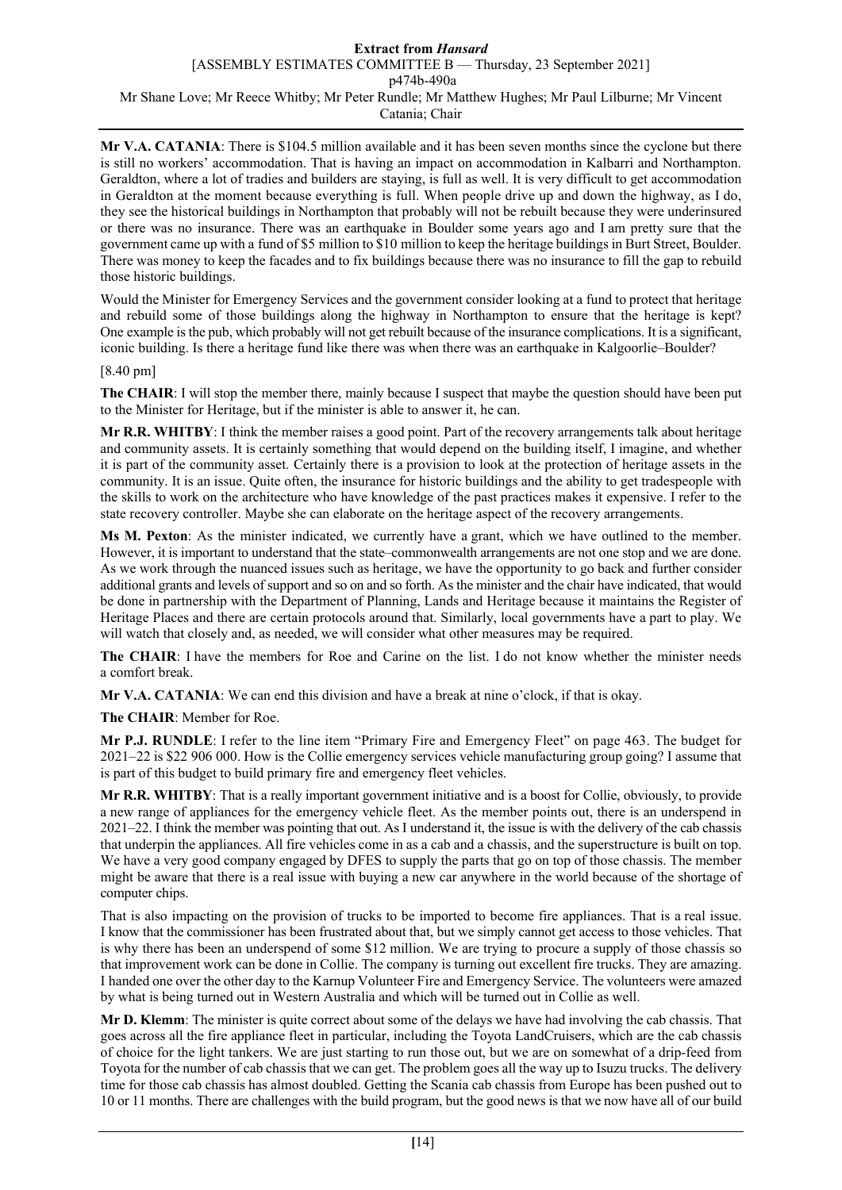**Mr V.A. CATANIA**: There is $104.5 million available and it has been seven months since the cyclone but there is still no workers' accommodation. That is having an impact on accommodation in Kalbarri and Northampton. Geraldton, where a lot of tradies and builders are staying, is full as well. It is very difficult to get accommodation in Geraldton at the moment because everything is full. When people drive up and down the highway, as I do, they see the historical buildings in Northampton that probably will not be rebuilt because they were underinsured or there was no insurance. There was an earthquake in Boulder some years ago and I am pretty sure that the government came up with a fund of $5 million to $10 million to keep the heritage buildings in Burt Street, Boulder. There was money to keep the facades and to fix buildings because there was no insurance to fill the gap to rebuild those historic buildings.

Would the Minister for Emergency Services and the government consider looking at a fund to protect that heritage and rebuild some of those buildings along the highway in Northampton to ensure that the heritage is kept? One example is the pub, which probably will not get rebuilt because of the insurance complications. It is a significant, iconic building. Is there a heritage fund like there was when there was an earthquake in Kalgoorlie–Boulder?

[8.40 pm]

**The CHAIR**: I will stop the member there, mainly because I suspect that maybe the question should have been put to the Minister for Heritage, but if the minister is able to answer it, he can.

**Mr R.R. WHITBY**: I think the member raises a good point. Part of the recovery arrangements talk about heritage and community assets. It is certainly something that would depend on the building itself, I imagine, and whether it is part of the community asset. Certainly there is a provision to look at the protection of heritage assets in the community. It is an issue. Quite often, the insurance for historic buildings and the ability to get tradespeople with the skills to work on the architecture who have knowledge of the past practices makes it expensive. I refer to the state recovery controller. Maybe she can elaborate on the heritage aspect of the recovery arrangements.

**Ms M. Pexton**: As the minister indicated, we currently have a grant, which we have outlined to the member. However, it is important to understand that the state–commonwealth arrangements are not one stop and we are done. As we work through the nuanced issues such as heritage, we have the opportunity to go back and further consider additional grants and levels of support and so on and so forth. As the minister and the chair have indicated, that would be done in partnership with the Department of Planning, Lands and Heritage because it maintains the Register of Heritage Places and there are certain protocols around that. Similarly, local governments have a part to play. We will watch that closely and, as needed, we will consider what other measures may be required.

**The CHAIR**: I have the members for Roe and Carine on the list. I do not know whether the minister needs a comfort break.

**Mr V.A. CATANIA**: We can end this division and have a break at nine o'clock, if that is okay.

**The CHAIR**: Member for Roe.

**Mr P.J. RUNDLE**: I refer to the line item "Primary Fire and Emergency Fleet" on page 463. The budget for 2021–22 is $22 906 000. How is the Collie emergency services vehicle manufacturing group going? I assume that is part of this budget to build primary fire and emergency fleet vehicles.

**Mr R.R. WHITBY**: That is a really important government initiative and is a boost for Collie, obviously, to provide a new range of appliances for the emergency vehicle fleet. As the member points out, there is an underspend in 2021–22. I think the member was pointing that out. As I understand it, the issue is with the delivery of the cab chassis that underpin the appliances. All fire vehicles come in as a cab and a chassis, and the superstructure is built on top. We have a very good company engaged by DFES to supply the parts that go on top of those chassis. The member might be aware that there is a real issue with buying a new car anywhere in the world because of the shortage of computer chips.

That is also impacting on the provision of trucks to be imported to become fire appliances. That is a real issue. I know that the commissioner has been frustrated about that, but we simply cannot get access to those vehicles. That is why there has been an underspend of some $12 million. We are trying to procure a supply of those chassis so that improvement work can be done in Collie. The company is turning out excellent fire trucks. They are amazing. I handed one over the other day to the Karnup Volunteer Fire and Emergency Service. The volunteers were amazed by what is being turned out in Western Australia and which will be turned out in Collie as well.

**Mr D. Klemm**: The minister is quite correct about some of the delays we have had involving the cab chassis. That goes across all the fire appliance fleet in particular, including the Toyota LandCruisers, which are the cab chassis of choice for the light tankers. We are just starting to run those out, but we are on somewhat of a drip-feed from Toyota for the number of cab chassis that we can get. The problem goes all the way up to Isuzu trucks. The delivery time for those cab chassis has almost doubled. Getting the Scania cab chassis from Europe has been pushed out to 10 or 11 months. There are challenges with the build program, but the good news is that we now have all of our build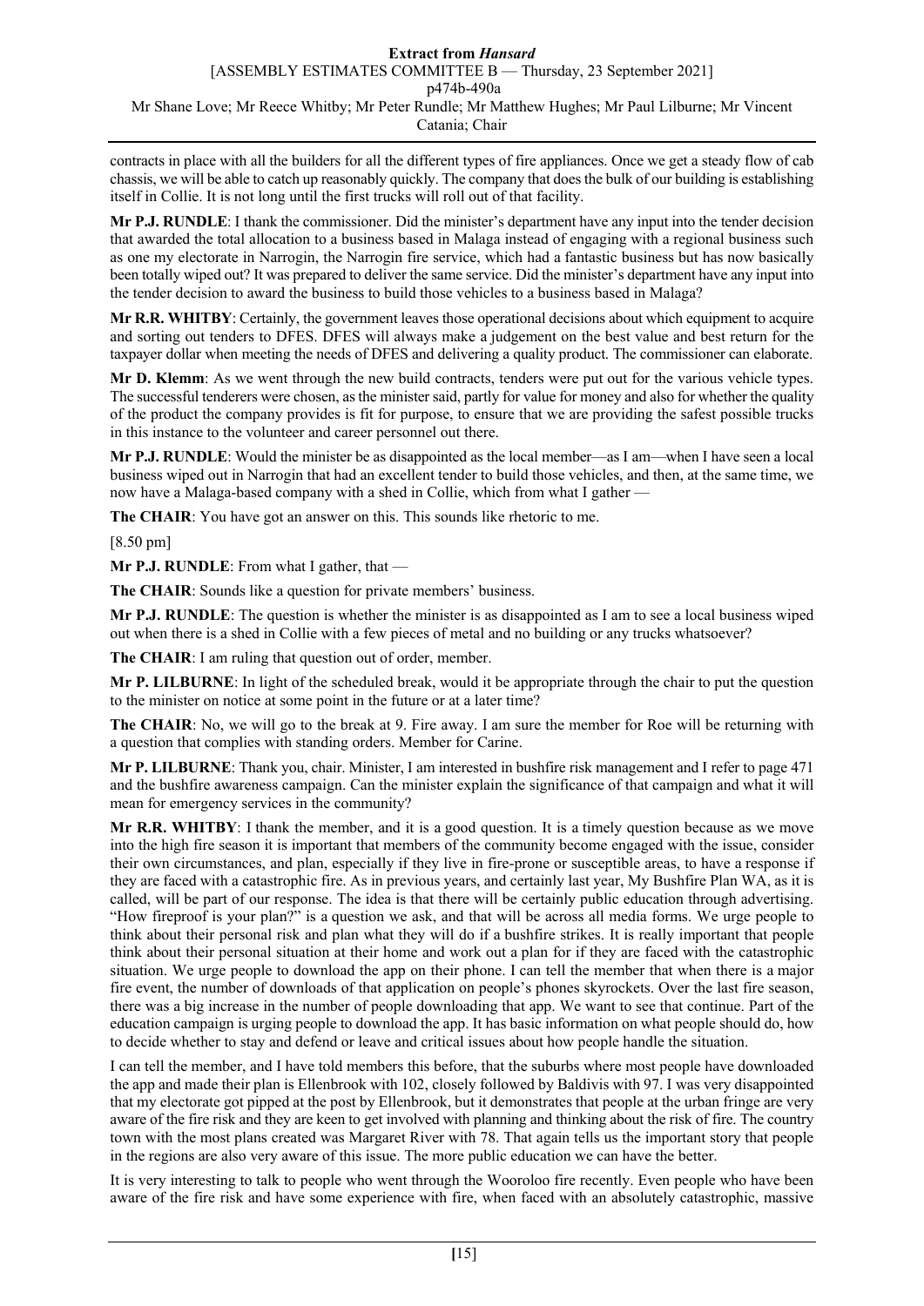contracts in place with all the builders for all the different types of fire appliances. Once we get a steady flow of cab chassis, we will be able to catch up reasonably quickly. The company that does the bulk of our building is establishing itself in Collie. It is not long until the first trucks will roll out of that facility.

**Mr P.J. RUNDLE**: I thank the commissioner. Did the minister's department have any input into the tender decision that awarded the total allocation to a business based in Malaga instead of engaging with a regional business such as one my electorate in Narrogin, the Narrogin fire service, which had a fantastic business but has now basically been totally wiped out? It was prepared to deliver the same service. Did the minister's department have any input into the tender decision to award the business to build those vehicles to a business based in Malaga?

**Mr R.R. WHITBY**: Certainly, the government leaves those operational decisions about which equipment to acquire and sorting out tenders to DFES. DFES will always make a judgement on the best value and best return for the taxpayer dollar when meeting the needs of DFES and delivering a quality product. The commissioner can elaborate.

**Mr D. Klemm**: As we went through the new build contracts, tenders were put out for the various vehicle types. The successful tenderers were chosen, as the minister said, partly for value for money and also for whether the quality of the product the company provides is fit for purpose, to ensure that we are providing the safest possible trucks in this instance to the volunteer and career personnel out there.

**Mr P.J. RUNDLE**: Would the minister be as disappointed as the local member—as I am—when I have seen a local business wiped out in Narrogin that had an excellent tender to build those vehicles, and then, at the same time, we now have a Malaga-based company with a shed in Collie, which from what I gather —

**The CHAIR**: You have got an answer on this. This sounds like rhetoric to me.

[8.50 pm]

**Mr P.J. RUNDLE**: From what I gather, that —

**The CHAIR**: Sounds like a question for private members' business.

**Mr P.J. RUNDLE**: The question is whether the minister is as disappointed as I am to see a local business wiped out when there is a shed in Collie with a few pieces of metal and no building or any trucks whatsoever?

**The CHAIR**: I am ruling that question out of order, member.

**Mr P. LILBURNE**: In light of the scheduled break, would it be appropriate through the chair to put the question to the minister on notice at some point in the future or at a later time?

**The CHAIR**: No, we will go to the break at 9. Fire away. I am sure the member for Roe will be returning with a question that complies with standing orders. Member for Carine.

**Mr P. LILBURNE**: Thank you, chair. Minister, I am interested in bushfire risk management and I refer to page 471 and the bushfire awareness campaign. Can the minister explain the significance of that campaign and what it will mean for emergency services in the community?

**Mr R.R. WHITBY**: I thank the member, and it is a good question. It is a timely question because as we move into the high fire season it is important that members of the community become engaged with the issue, consider their own circumstances, and plan, especially if they live in fire-prone or susceptible areas, to have a response if they are faced with a catastrophic fire. As in previous years, and certainly last year, My Bushfire Plan WA, as it is called, will be part of our response. The idea is that there will be certainly public education through advertising. "How fireproof is your plan?" is a question we ask, and that will be across all media forms. We urge people to think about their personal risk and plan what they will do if a bushfire strikes. It is really important that people think about their personal situation at their home and work out a plan for if they are faced with the catastrophic situation. We urge people to download the app on their phone. I can tell the member that when there is a major fire event, the number of downloads of that application on people's phones skyrockets. Over the last fire season, there was a big increase in the number of people downloading that app. We want to see that continue. Part of the education campaign is urging people to download the app. It has basic information on what people should do, how to decide whether to stay and defend or leave and critical issues about how people handle the situation.

I can tell the member, and I have told members this before, that the suburbs where most people have downloaded the app and made their plan is Ellenbrook with 102, closely followed by Baldivis with 97. I was very disappointed that my electorate got pipped at the post by Ellenbrook, but it demonstrates that people at the urban fringe are very aware of the fire risk and they are keen to get involved with planning and thinking about the risk of fire. The country town with the most plans created was Margaret River with 78. That again tells us the important story that people in the regions are also very aware of this issue. The more public education we can have the better.

It is very interesting to talk to people who went through the Wooroloo fire recently. Even people who have been aware of the fire risk and have some experience with fire, when faced with an absolutely catastrophic, massive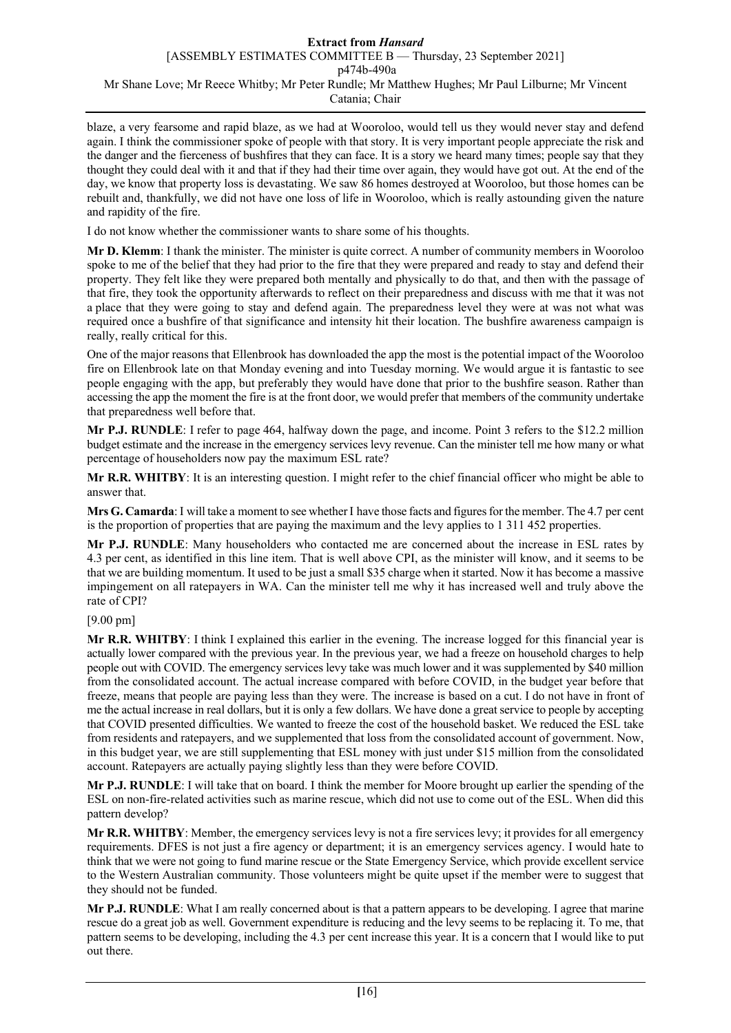blaze, a very fearsome and rapid blaze, as we had at Wooroloo, would tell us they would never stay and defend again. I think the commissioner spoke of people with that story. It is very important people appreciate the risk and the danger and the fierceness of bushfires that they can face. It is a story we heard many times; people say that they thought they could deal with it and that if they had their time over again, they would have got out. At the end of the day, we know that property loss is devastating. We saw 86 homes destroyed at Wooroloo, but those homes can be rebuilt and, thankfully, we did not have one loss of life in Wooroloo, which is really astounding given the nature and rapidity of the fire.

I do not know whether the commissioner wants to share some of his thoughts.

**Mr D. Klemm**: I thank the minister. The minister is quite correct. A number of community members in Wooroloo spoke to me of the belief that they had prior to the fire that they were prepared and ready to stay and defend their property. They felt like they were prepared both mentally and physically to do that, and then with the passage of that fire, they took the opportunity afterwards to reflect on their preparedness and discuss with me that it was not a place that they were going to stay and defend again. The preparedness level they were at was not what was required once a bushfire of that significance and intensity hit their location. The bushfire awareness campaign is really, really critical for this.

One of the major reasons that Ellenbrook has downloaded the app the most is the potential impact of the Wooroloo fire on Ellenbrook late on that Monday evening and into Tuesday morning. We would argue it is fantastic to see people engaging with the app, but preferably they would have done that prior to the bushfire season. Rather than accessing the app the moment the fire is at the front door, we would prefer that members of the community undertake that preparedness well before that.

**Mr P.J. RUNDLE**: I refer to page 464, halfway down the page, and income. Point 3 refers to the $12.2 million budget estimate and the increase in the emergency services levy revenue. Can the minister tell me how many or what percentage of householders now pay the maximum ESL rate?

**Mr R.R. WHITBY**: It is an interesting question. I might refer to the chief financial officer who might be able to answer that.

**Mrs G. Camarda**: I will take a moment to see whether I have those facts and figures for the member. The 4.7 per cent is the proportion of properties that are paying the maximum and the levy applies to 1 311 452 properties.

**Mr P.J. RUNDLE**: Many householders who contacted me are concerned about the increase in ESL rates by 4.3 per cent, as identified in this line item. That is well above CPI, as the minister will know, and it seems to be that we are building momentum. It used to be just a small $35 charge when it started. Now it has become a massive impingement on all ratepayers in WA. Can the minister tell me why it has increased well and truly above the rate of CPI?

[9.00 pm]

**Mr R.R. WHITBY**: I think I explained this earlier in the evening. The increase logged for this financial year is actually lower compared with the previous year. In the previous year, we had a freeze on household charges to help people out with COVID. The emergency services levy take was much lower and it was supplemented by $40 million from the consolidated account. The actual increase compared with before COVID, in the budget year before that freeze, means that people are paying less than they were. The increase is based on a cut. I do not have in front of me the actual increase in real dollars, but it is only a few dollars. We have done a great service to people by accepting that COVID presented difficulties. We wanted to freeze the cost of the household basket. We reduced the ESL take from residents and ratepayers, and we supplemented that loss from the consolidated account of government. Now, in this budget year, we are still supplementing that ESL money with just under $15 million from the consolidated account. Ratepayers are actually paying slightly less than they were before COVID.

**Mr P.J. RUNDLE**: I will take that on board. I think the member for Moore brought up earlier the spending of the ESL on non-fire-related activities such as marine rescue, which did not use to come out of the ESL. When did this pattern develop?

**Mr R.R. WHITBY**: Member, the emergency services levy is not a fire services levy; it provides for all emergency requirements. DFES is not just a fire agency or department; it is an emergency services agency. I would hate to think that we were not going to fund marine rescue or the State Emergency Service, which provide excellent service to the Western Australian community. Those volunteers might be quite upset if the member were to suggest that they should not be funded.

**Mr P.J. RUNDLE**: What I am really concerned about is that a pattern appears to be developing. I agree that marine rescue do a great job as well. Government expenditure is reducing and the levy seems to be replacing it. To me, that pattern seems to be developing, including the 4.3 per cent increase this year. It is a concern that I would like to put out there.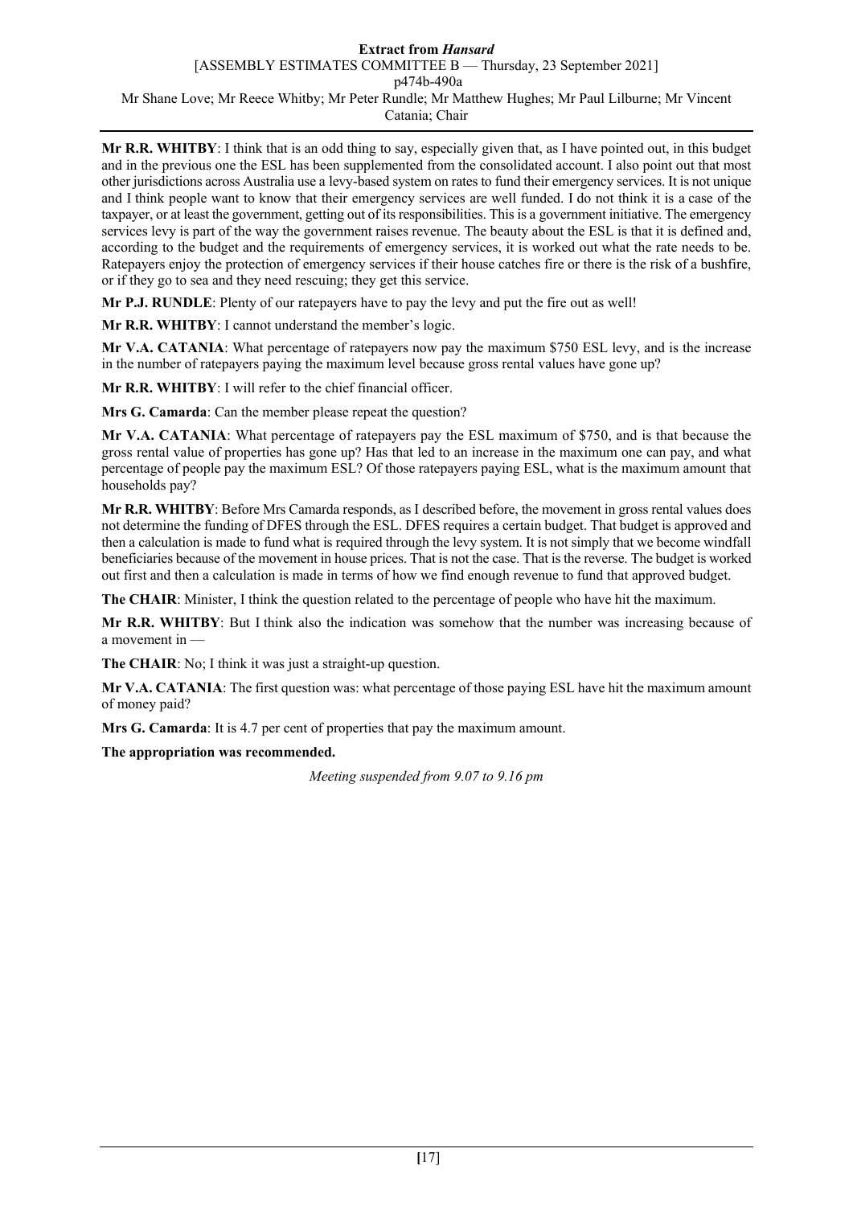**Mr R.R. WHITBY**: I think that is an odd thing to say, especially given that, as I have pointed out, in this budget and in the previous one the ESL has been supplemented from the consolidated account. I also point out that most other jurisdictions across Australia use a levy-based system on rates to fund their emergency services. It is not unique and I think people want to know that their emergency services are well funded. I do not think it is a case of the taxpayer, or at least the government, getting out of its responsibilities. This is a government initiative. The emergency services levy is part of the way the government raises revenue. The beauty about the ESL is that it is defined and, according to the budget and the requirements of emergency services, it is worked out what the rate needs to be. Ratepayers enjoy the protection of emergency services if their house catches fire or there is the risk of a bushfire, or if they go to sea and they need rescuing; they get this service.

**Mr P.J. RUNDLE**: Plenty of our ratepayers have to pay the levy and put the fire out as well!

**Mr R.R. WHITBY**: I cannot understand the member's logic.

**Mr V.A. CATANIA**: What percentage of ratepayers now pay the maximum $750 ESL levy, and is the increase in the number of ratepayers paying the maximum level because gross rental values have gone up?

**Mr R.R. WHITBY**: I will refer to the chief financial officer.

**Mrs G. Camarda**: Can the member please repeat the question?

**Mr V.A. CATANIA**: What percentage of ratepayers pay the ESL maximum of $750, and is that because the gross rental value of properties has gone up? Has that led to an increase in the maximum one can pay, and what percentage of people pay the maximum ESL? Of those ratepayers paying ESL, what is the maximum amount that households pay?

**Mr R.R. WHITBY**: Before Mrs Camarda responds, as I described before, the movement in gross rental values does not determine the funding of DFES through the ESL. DFES requires a certain budget. That budget is approved and then a calculation is made to fund what is required through the levy system. It is not simply that we become windfall beneficiaries because of the movement in house prices. That is not the case. That is the reverse. The budget is worked out first and then a calculation is made in terms of how we find enough revenue to fund that approved budget.

**The CHAIR**: Minister, I think the question related to the percentage of people who have hit the maximum.

**Mr R.R. WHITBY**: But I think also the indication was somehow that the number was increasing because of a movement in —

**The CHAIR**: No; I think it was just a straight-up question.

**Mr V.A. CATANIA**: The first question was: what percentage of those paying ESL have hit the maximum amount of money paid?

**Mrs G. Camarda**: It is 4.7 per cent of properties that pay the maximum amount.

**The appropriation was recommended.**

*Meeting suspended from 9.07 to 9.16 pm*